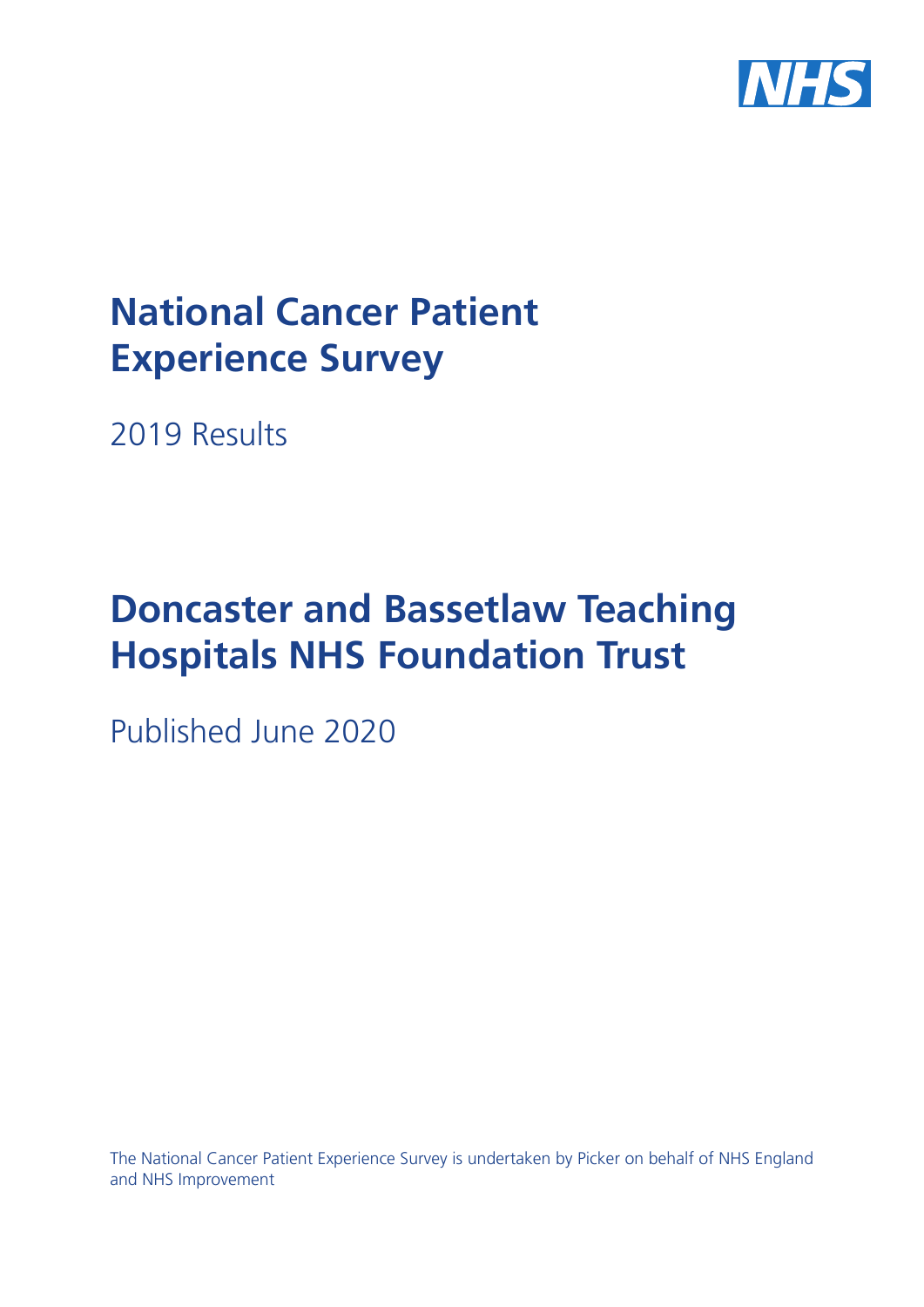NHS

# National Cancer Patient Experience Survey

2019 Results

# Doncaster and Bassetlaw Teaching Hospitals NHS Foundation Trust

Published June 2020

The National Cancer Patient Experience Survey is undertaken by Picker on behalf of NHS England and NHS Improvement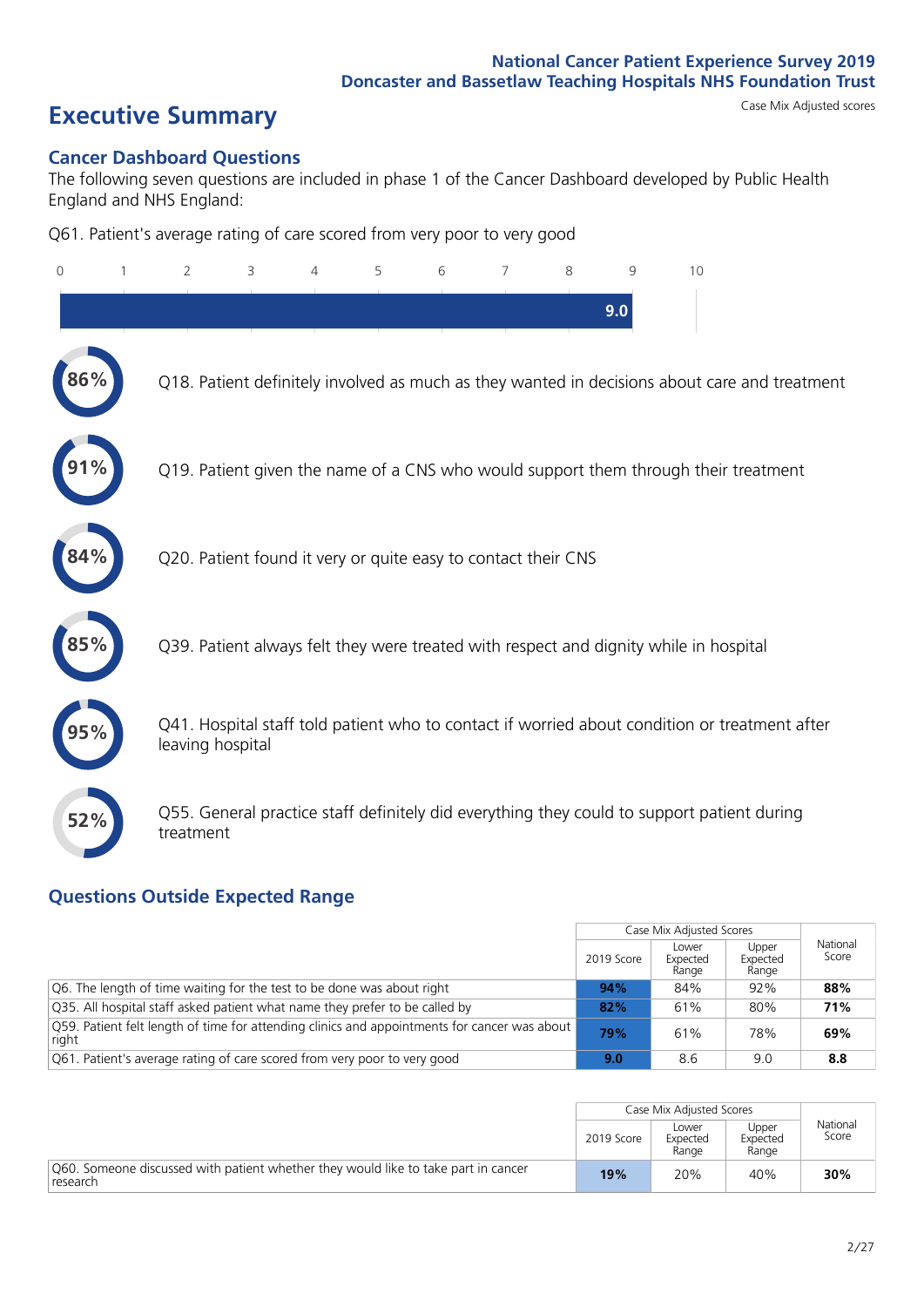# Executive Summary

Case Mix Adjusted scores

## Cancer Dashboard Questions

The following seven questions are included in phase 1 of the Cancer Dashboard developed by Public Health England and NHS England:

Q61. Patient's average rating of care scored from very poor to very good

9.0

86% Q18. Patient definitely involved as much as they wanted in decisions about care and treatment

91% Q19. Patient given the name of a CNS who would support them through their treatment

84% Q20. Patient found it very or quite easy to contact their CNS

85% Q39. Patient always felt they were treated with respect and dignity while in hospital

95% Q41. Hospital staff told patient who to contact if worried about condition or treatment after leaving hospital

52% Q55. General practice staff definitely did everything they could to support patient during treatment

## Questions Outside Expected Range

| | Case Mix Adjusted Scores | | | National Score |
|---|---|---|---|---|
| | 2019 Score | Lower Expected Range | Upper Expected Range | |
| Q6. The length of time waiting for the test to be done was about right | **94%** | 84% | 92% | **88%** |
| Q35. All hospital staff asked patient what name they prefer to be called by | **82%** | 61% | 80% | **71%** |
| Q59. Patient felt length of time for attending clinics and appointments for cancer was about right | **79%** | 61% | 78% | **69%** |
| Q61. Patient's average rating of care scored from very poor to very good | **9.0** | 8.6 | 9.0 | **8.8** |

| | Case Mix Adjusted Scores | | | National Score |
|---|---|---|---|---|
| | 2019 Score | Lower Expected Range | Upper Expected Range | |
| Q60. Someone discussed with patient whether they would like to take part in cancer research | **19%** | 20% | 40% | **30%** |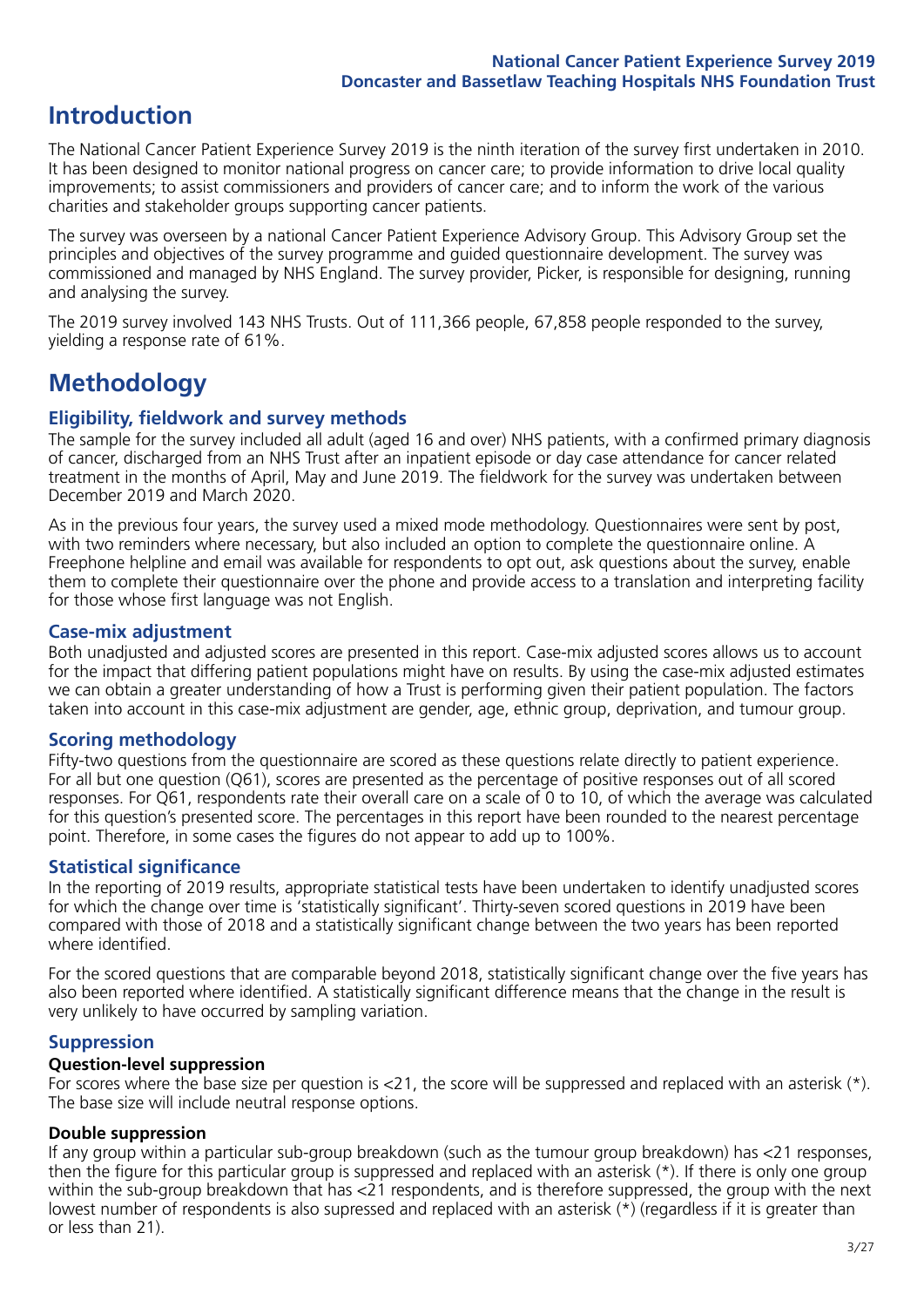# Introduction

The National Cancer Patient Experience Survey 2019 is the ninth iteration of the survey first undertaken in 2010. It has been designed to monitor national progress on cancer care; to provide information to drive local quality improvements; to assist commissioners and providers of cancer care; and to inform the work of the various charities and stakeholder groups supporting cancer patients.

The survey was overseen by a national Cancer Patient Experience Advisory Group. This Advisory Group set the principles and objectives of the survey programme and guided questionnaire development. The survey was commissioned and managed by NHS England. The survey provider, Picker, is responsible for designing, running and analysing the survey.

The 2019 survey involved 143 NHS Trusts. Out of 111,366 people, 67,858 people responded to the survey, yielding a response rate of 61%.

# Methodology

## Eligibility, fieldwork and survey methods

The sample for the survey included all adult (aged 16 and over) NHS patients, with a confirmed primary diagnosis of cancer, discharged from an NHS Trust after an inpatient episode or day case attendance for cancer related treatment in the months of April, May and June 2019. The fieldwork for the survey was undertaken between December 2019 and March 2020.

As in the previous four years, the survey used a mixed mode methodology. Questionnaires were sent by post, with two reminders where necessary, but also included an option to complete the questionnaire online. A Freephone helpline and email was available for respondents to opt out, ask questions about the survey, enable them to complete their questionnaire over the phone and provide access to a translation and interpreting facility for those whose first language was not English.

## Case-mix adjustment

Both unadjusted and adjusted scores are presented in this report. Case-mix adjusted scores allows us to account for the impact that differing patient populations might have on results. By using the case-mix adjusted estimates we can obtain a greater understanding of how a Trust is performing given their patient population. The factors taken into account in this case-mix adjustment are gender, age, ethnic group, deprivation, and tumour group.

## Scoring methodology

Fifty-two questions from the questionnaire are scored as these questions relate directly to patient experience. For all but one question (Q61), scores are presented as the percentage of positive responses out of all scored responses. For Q61, respondents rate their overall care on a scale of 0 to 10, of which the average was calculated for this question's presented score. The percentages in this report have been rounded to the nearest percentage point. Therefore, in some cases the figures do not appear to add up to 100%.

## Statistical significance

In the reporting of 2019 results, appropriate statistical tests have been undertaken to identify unadjusted scores for which the change over time is 'statistically significant'. Thirty-seven scored questions in 2019 have been compared with those of 2018 and a statistically significant change between the two years has been reported where identified.

For the scored questions that are comparable beyond 2018, statistically significant change over the five years has also been reported where identified. A statistically significant difference means that the change in the result is very unlikely to have occurred by sampling variation.

## Suppression

### Question-level suppression

For scores where the base size per question is <21, the score will be suppressed and replaced with an asterisk (*). The base size will include neutral response options.

### Double suppression

If any group within a particular sub-group breakdown (such as the tumour group breakdown) has <21 responses, then the figure for this particular group is suppressed and replaced with an asterisk (*). If there is only one group within the sub-group breakdown that has <21 respondents, and is therefore suppressed, the group with the next lowest number of respondents is also supressed and replaced with an asterisk (*) (regardless if it is greater than or less than 21).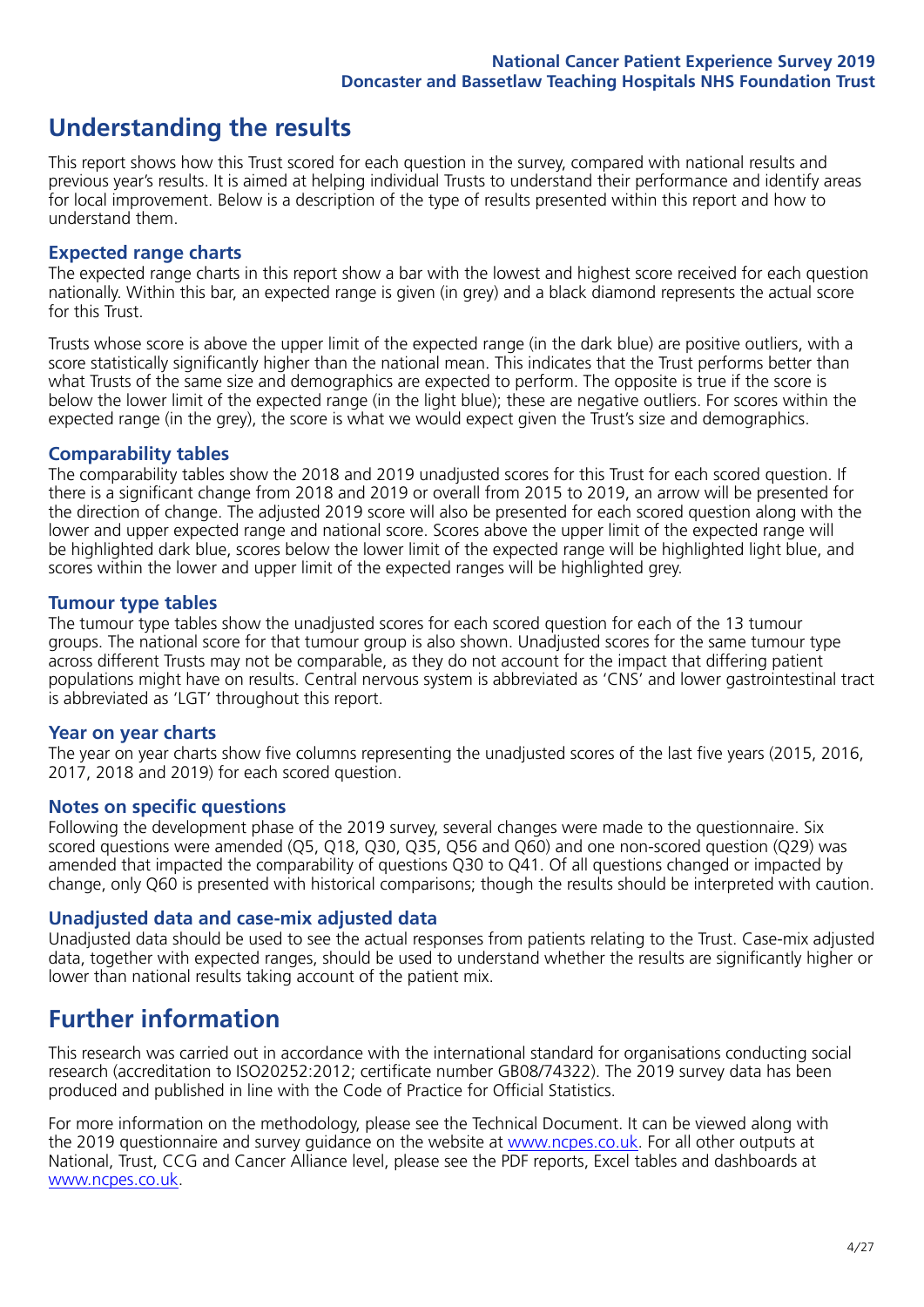## Understanding the results

This report shows how this Trust scored for each question in the survey, compared with national results and previous year's results. It is aimed at helping individual Trusts to understand their performance and identify areas for local improvement. Below is a description of the type of results presented within this report and how to understand them.

### Expected range charts

The expected range charts in this report show a bar with the lowest and highest score received for each question nationally. Within this bar, an expected range is given (in grey) and a black diamond represents the actual score for this Trust.

Trusts whose score is above the upper limit of the expected range (in the dark blue) are positive outliers, with a score statistically significantly higher than the national mean. This indicates that the Trust performs better than what Trusts of the same size and demographics are expected to perform. The opposite is true if the score is below the lower limit of the expected range (in the light blue); these are negative outliers. For scores within the expected range (in the grey), the score is what we would expect given the Trust's size and demographics.

### Comparability tables

The comparability tables show the 2018 and 2019 unadjusted scores for this Trust for each scored question. If there is a significant change from 2018 and 2019 or overall from 2015 to 2019, an arrow will be presented for the direction of change. The adjusted 2019 score will also be presented for each scored question along with the lower and upper expected range and national score. Scores above the upper limit of the expected range will be highlighted dark blue, scores below the lower limit of the expected range will be highlighted light blue, and scores within the lower and upper limit of the expected ranges will be highlighted grey.

### Tumour type tables

The tumour type tables show the unadjusted scores for each scored question for each of the 13 tumour groups. The national score for that tumour group is also shown. Unadjusted scores for the same tumour type across different Trusts may not be comparable, as they do not account for the impact that differing patient populations might have on results. Central nervous system is abbreviated as 'CNS' and lower gastrointestinal tract is abbreviated as 'LGT' throughout this report.

### Year on year charts

The year on year charts show five columns representing the unadjusted scores of the last five years (2015, 2016, 2017, 2018 and 2019) for each scored question.

### Notes on specific questions

Following the development phase of the 2019 survey, several changes were made to the questionnaire. Six scored questions were amended (Q5, Q18, Q30, Q35, Q56 and Q60) and one non-scored question (Q29) was amended that impacted the comparability of questions Q30 to Q41. Of all questions changed or impacted by change, only Q60 is presented with historical comparisons; though the results should be interpreted with caution.

### Unadjusted data and case-mix adjusted data

Unadjusted data should be used to see the actual responses from patients relating to the Trust. Case-mix adjusted data, together with expected ranges, should be used to understand whether the results are significantly higher or lower than national results taking account of the patient mix.

## Further information

This research was carried out in accordance with the international standard for organisations conducting social research (accreditation to ISO20252:2012; certificate number GB08/74322). The 2019 survey data has been produced and published in line with the Code of Practice for Official Statistics.

For more information on the methodology, please see the Technical Document. It can be viewed along with the 2019 questionnaire and survey guidance on the website at www.ncpes.co.uk. For all other outputs at National, Trust, CCG and Cancer Alliance level, please see the PDF reports, Excel tables and dashboards at www.ncpes.co.uk.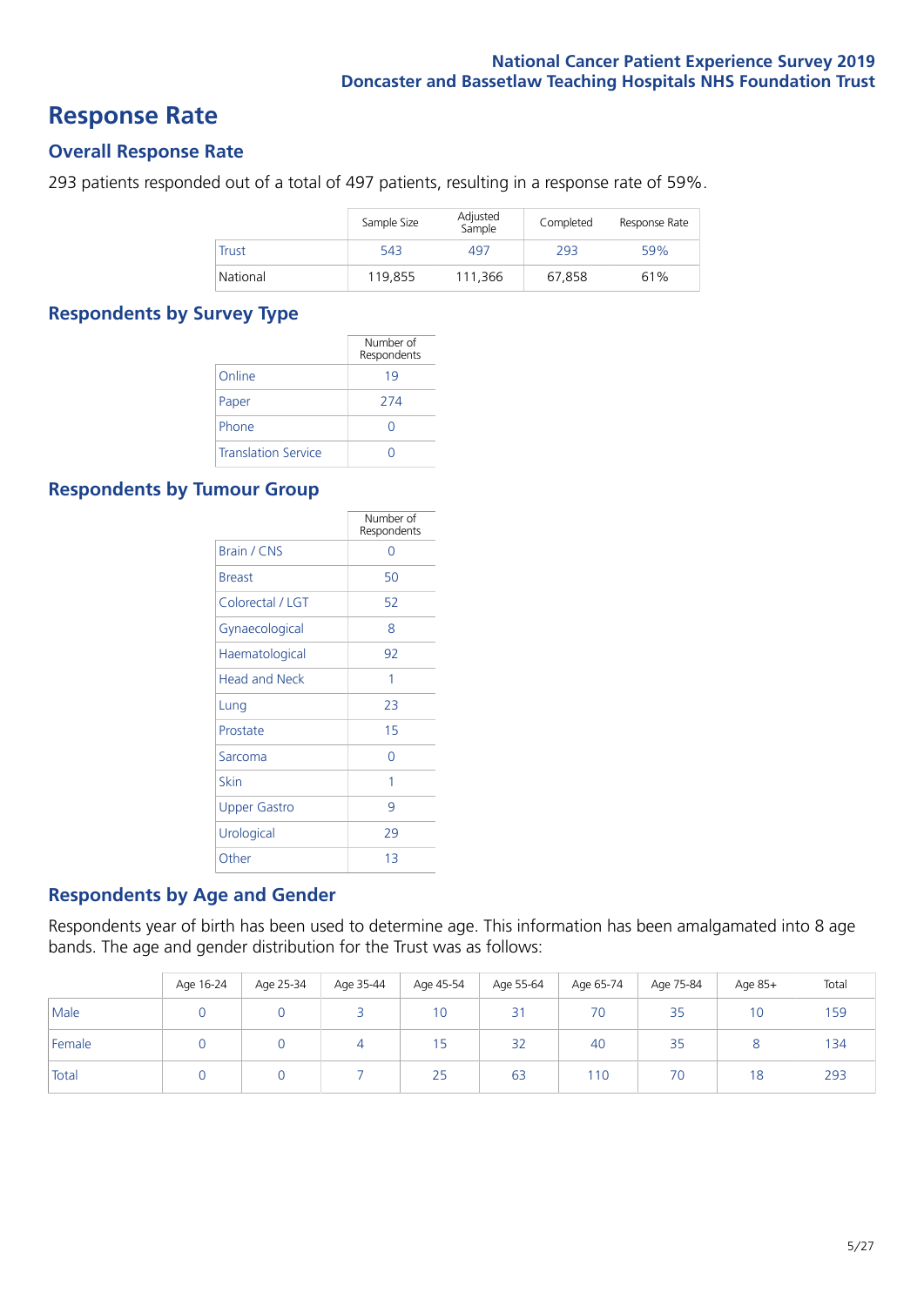# Response Rate

## Overall Response Rate

293 patients responded out of a total of 497 patients, resulting in a response rate of 59%.

| | Sample Size | Adjusted Sample | Completed | Response Rate |
|---|---|---|---|---|
| Trust | 543 | 497 | 293 | 59% |
| National | 119,855 | 111,366 | 67,858 | 61% |

## Respondents by Survey Type

| | Number of Respondents |
|---|---|
| Online | 19 |
| Paper | 274 |
| Phone | 0 |
| Translation Service | 0 |

## Respondents by Tumour Group

| | Number of Respondents |
|---|---|
| Brain / CNS | 0 |
| Breast | 50 |
| Colorectal / LGT | 52 |
| Gynaecological | 8 |
| Haematological | 92 |
| Head and Neck | 1 |
| Lung | 23 |
| Prostate | 15 |
| Sarcoma | 0 |
| Skin | 1 |
| Upper Gastro | 9 |
| Urological | 29 |
| Other | 13 |

## Respondents by Age and Gender

Respondents year of birth has been used to determine age. This information has been amalgamated into 8 age bands. The age and gender distribution for the Trust was as follows:

| | Age 16-24 | Age 25-34 | Age 35-44 | Age 45-54 | Age 55-64 | Age 65-74 | Age 75-84 | Age 85+ | Total |
|---|---|---|---|---|---|---|---|---|---|
| Male | 0 | 0 | 3 | 10 | 31 | 70 | 35 | 10 | 159 |
| Female | 0 | 0 | 4 | 15 | 32 | 40 | 35 | 8 | 134 |
| Total | 0 | 0 | 7 | 25 | 63 | 110 | 70 | 18 | 293 |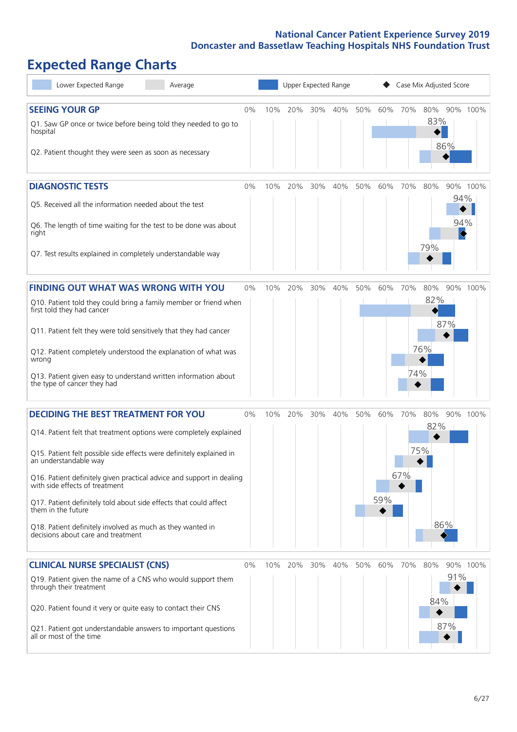# Expected Range Charts

Lower Expected Range | Average | Upper Expected Range | Case Mix Adjusted Score

## SEEING YOUR GP

| Question | Case Mix Adjusted Score |
|---|---|
| Q1. Saw GP once or twice before being told they needed to go to hospital | 83% |
| Q2. Patient thought they were seen as soon as necessary | 86% |

## DIAGNOSTIC TESTS

| Question | Case Mix Adjusted Score |
|---|---|
| Q5. Received all the information needed about the test | 94% |
| Q6. The length of time waiting for the test to be done was about right | 94% |
| Q7. Test results explained in completely understandable way | 79% |

## FINDING OUT WHAT WAS WRONG WITH YOU

| Question | Case Mix Adjusted Score |
|---|---|
| Q10. Patient told they could bring a family member or friend when first told they had cancer | 82% |
| Q11. Patient felt they were told sensitively that they had cancer | 87% |
| Q12. Patient completely understood the explanation of what was wrong | 76% |
| Q13. Patient given easy to understand written information about the type of cancer they had | 74% |

## DECIDING THE BEST TREATMENT FOR YOU

| Question | Case Mix Adjusted Score |
|---|---|
| Q14. Patient felt that treatment options were completely explained | 82% |
| Q15. Patient felt possible side effects were definitely explained in an understandable way | 75% |
| Q16. Patient definitely given practical advice and support in dealing with side effects of treatment | 67% |
| Q17. Patient definitely told about side effects that could affect them in the future | 59% |
| Q18. Patient definitely involved as much as they wanted in decisions about care and treatment | 86% |

## CLINICAL NURSE SPECIALIST (CNS)

| Question | Case Mix Adjusted Score |
|---|---|
| Q19. Patient given the name of a CNS who would support them through their treatment | 91% |
| Q20. Patient found it very or quite easy to contact their CNS | 84% |
| Q21. Patient got understandable answers to important questions all or most of the time | 87% |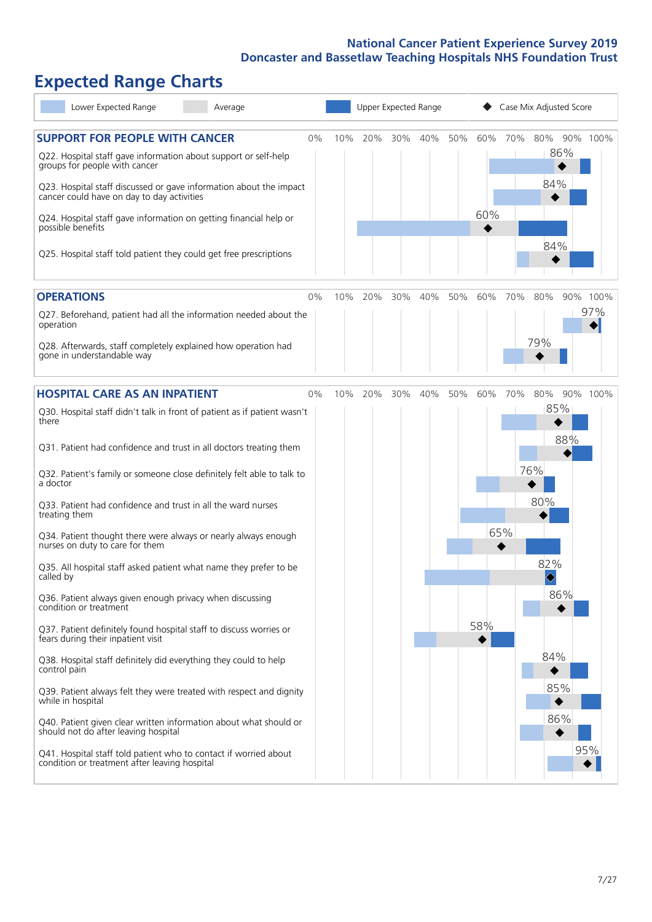National Cancer Patient Experience Survey 2019
Doncaster and Bassetlaw Teaching Hospitals NHS Foundation Trust

# Expected Range Charts

Lower Expected Range | Average | Upper Expected Range | ◆ Case Mix Adjusted Score

## SUPPORT FOR PEOPLE WITH CANCER

| Question | Case Mix Adjusted Score |
|---|---|
| Q22. Hospital staff gave information about support or self-help groups for people with cancer | 86% |
| Q23. Hospital staff discussed or gave information about the impact cancer could have on day to day activities | 84% |
| Q24. Hospital staff gave information on getting financial help or possible benefits | 60% |
| Q25. Hospital staff told patient they could get free prescriptions | 84% |

## OPERATIONS

| Question | Case Mix Adjusted Score |
|---|---|
| Q27. Beforehand, patient had all the information needed about the operation | 97% |
| Q28. Afterwards, staff completely explained how operation had gone in understandable way | 79% |

## HOSPITAL CARE AS AN INPATIENT

| Question | Case Mix Adjusted Score |
|---|---|
| Q30. Hospital staff didn't talk in front of patient as if patient wasn't there | 85% |
| Q31. Patient had confidence and trust in all doctors treating them | 88% |
| Q32. Patient's family or someone close definitely felt able to talk to a doctor | 76% |
| Q33. Patient had confidence and trust in all the ward nurses treating them | 80% |
| Q34. Patient thought there were always or nearly always enough nurses on duty to care for them | 65% |
| Q35. All hospital staff asked patient what name they prefer to be called by | 82% |
| Q36. Patient always given enough privacy when discussing condition or treatment | 86% |
| Q37. Patient definitely found hospital staff to discuss worries or fears during their inpatient visit | 58% |
| Q38. Hospital staff definitely did everything they could to help control pain | 84% |
| Q39. Patient always felt they were treated with respect and dignity while in hospital | 85% |
| Q40. Patient given clear written information about what should or should not do after leaving hospital | 86% |
| Q41. Hospital staff told patient who to contact if worried about condition or treatment after leaving hospital | 95% |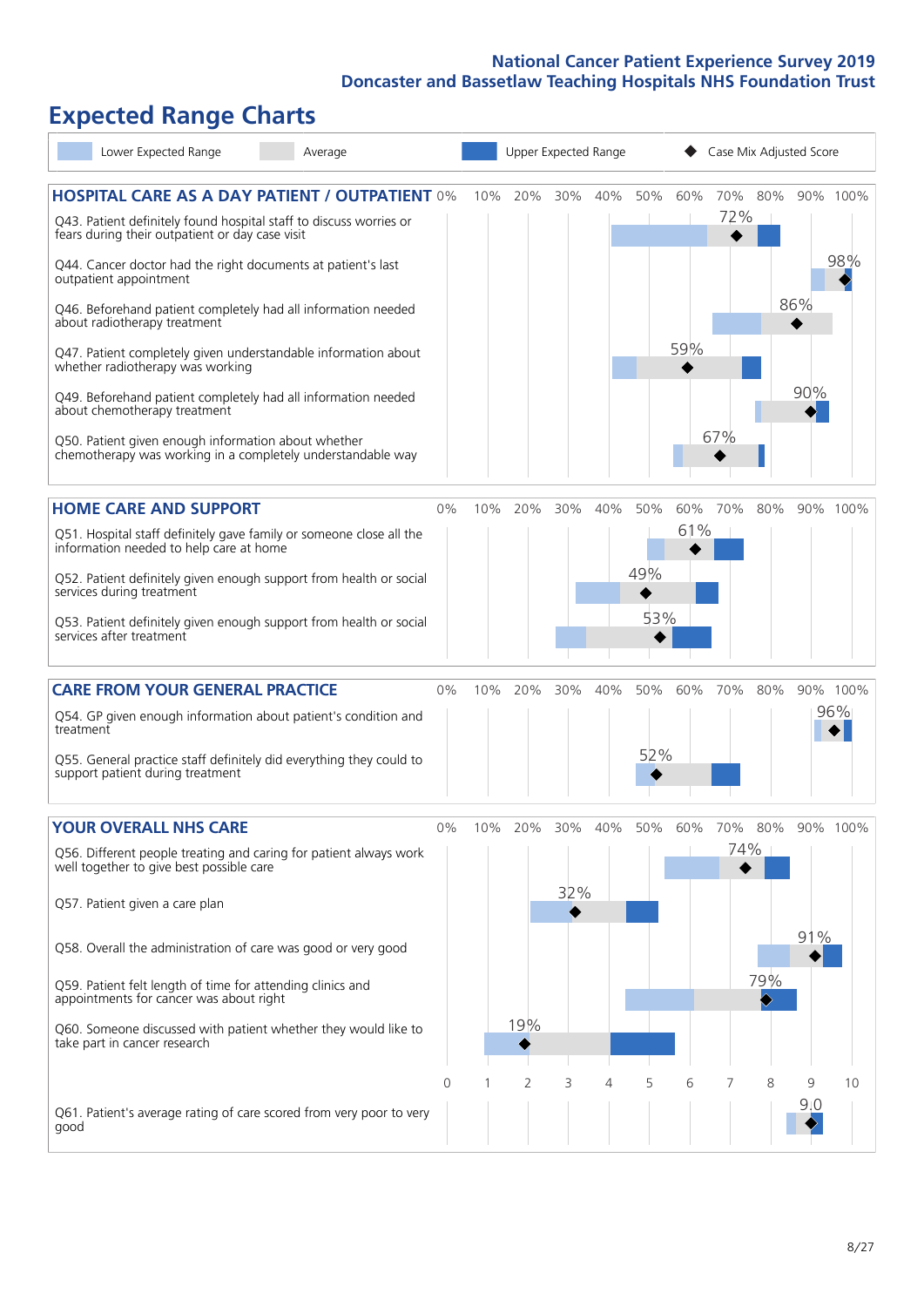# Expected Range Charts

Legend: Lower Expected Range | Average | Upper Expected Range | Case Mix Adjusted Score

## HOSPITAL CARE AS A DAY PATIENT / OUTPATIENT

| Question | Case Mix Adjusted Score |
|---|---|
| Q43. Patient definitely found hospital staff to discuss worries or fears during their outpatient or day case visit | 72% |
| Q44. Cancer doctor had the right documents at patient's last outpatient appointment | 98% |
| Q46. Beforehand patient completely had all information needed about radiotherapy treatment | 86% |
| Q47. Patient completely given understandable information about whether radiotherapy was working | 59% |
| Q49. Beforehand patient completely had all information needed about chemotherapy treatment | 90% |
| Q50. Patient given enough information about whether chemotherapy was working in a completely understandable way | 67% |

## HOME CARE AND SUPPORT

| Question | Case Mix Adjusted Score |
|---|---|
| Q51. Hospital staff definitely gave family or someone close all the information needed to help care at home | 61% |
| Q52. Patient definitely given enough support from health or social services during treatment | 49% |
| Q53. Patient definitely given enough support from health or social services after treatment | 53% |

## CARE FROM YOUR GENERAL PRACTICE

| Question | Case Mix Adjusted Score |
|---|---|
| Q54. GP given enough information about patient's condition and treatment | 96% |
| Q55. General practice staff definitely did everything they could to support patient during treatment | 52% |

## YOUR OVERALL NHS CARE

| Question | Case Mix Adjusted Score |
|---|---|
| Q56. Different people treating and caring for patient always work well together to give best possible care | 74% |
| Q57. Patient given a care plan | 32% |
| Q58. Overall the administration of care was good or very good | 91% |
| Q59. Patient felt length of time for attending clinics and appointments for cancer was about right | 79% |
| Q60. Someone discussed with patient whether they would like to take part in cancer research | 19% |
| Q61. Patient's average rating of care scored from very poor to very good | 9.0 |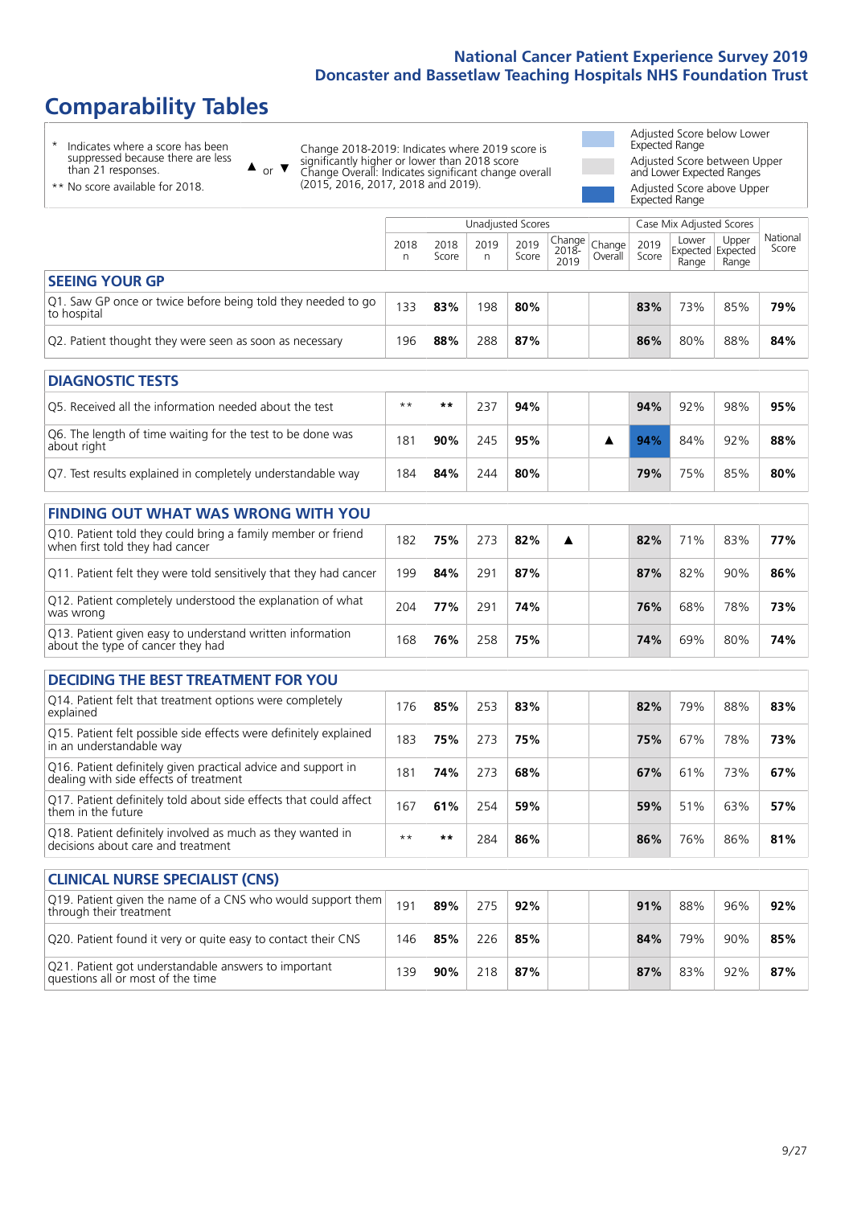# National Cancer Patient Experience Survey 2019
## Doncaster and Bassetlaw Teaching Hospitals NHS Foundation Trust

# Comparability Tables

\* Indicates where a score has been suppressed because there are less than 21 responses.

\*\* No score available for 2018.

▲ or ▼ Change 2018-2019: Indicates where 2019 score is significantly higher or lower than 2018 score. Change Overall: Indicates significant change overall (2015, 2016, 2017, 2018 and 2019).

Adjusted Score below Lower Expected Range

Adjusted Score between Upper and Lower Expected Ranges

Adjusted Score above Upper Expected Range

| | Unadjusted Scores | | | | | | Case Mix Adjusted Scores | | | |
|---|---|---|---|---|---|---|---|---|---|---|
| | 2018 n | 2018 Score | 2019 n | 2019 Score | Change 2018-2019 | Change Overall | 2019 Score | Lower Expected Range | Upper Expected Range | National Score |
| **SEEING YOUR GP** | | | | | | | | | | |
| Q1. Saw GP once or twice before being told they needed to go to hospital | 133 | **83%** | 198 | **80%** | | | **83%** | 73% | 85% | **79%** |
| Q2. Patient thought they were seen as soon as necessary | 196 | **88%** | 288 | **87%** | | | **86%** | 80% | 88% | **84%** |
| **DIAGNOSTIC TESTS** | | | | | | | | | | |
| Q5. Received all the information needed about the test | ** | ** | 237 | **94%** | | | **94%** | 92% | 98% | **95%** |
| Q6. The length of time waiting for the test to be done was about right | 181 | **90%** | 245 | **95%** | | ▲ | **94%** | 84% | 92% | **88%** |
| Q7. Test results explained in completely understandable way | 184 | **84%** | 244 | **80%** | | | **79%** | 75% | 85% | **80%** |
| **FINDING OUT WHAT WAS WRONG WITH YOU** | | | | | | | | | | |
| Q10. Patient told they could bring a family member or friend when first told they had cancer | 182 | **75%** | 273 | **82%** | ▲ | | **82%** | 71% | 83% | **77%** |
| Q11. Patient felt they were told sensitively that they had cancer | 199 | **84%** | 291 | **87%** | | | **87%** | 82% | 90% | **86%** |
| Q12. Patient completely understood the explanation of what was wrong | 204 | **77%** | 291 | **74%** | | | **76%** | 68% | 78% | **73%** |
| Q13. Patient given easy to understand written information about the type of cancer they had | 168 | **76%** | 258 | **75%** | | | **74%** | 69% | 80% | **74%** |
| **DECIDING THE BEST TREATMENT FOR YOU** | | | | | | | | | | |
| Q14. Patient felt that treatment options were completely explained | 176 | **85%** | 253 | **83%** | | | **82%** | 79% | 88% | **83%** |
| Q15. Patient felt possible side effects were definitely explained in an understandable way | 183 | **75%** | 273 | **75%** | | | **75%** | 67% | 78% | **73%** |
| Q16. Patient definitely given practical advice and support in dealing with side effects of treatment | 181 | **74%** | 273 | **68%** | | | **67%** | 61% | 73% | **67%** |
| Q17. Patient definitely told about side effects that could affect them in the future | 167 | **61%** | 254 | **59%** | | | **59%** | 51% | 63% | **57%** |
| Q18. Patient definitely involved as much as they wanted in decisions about care and treatment | ** | ** | 284 | **86%** | | | **86%** | 76% | 86% | **81%** |
| **CLINICAL NURSE SPECIALIST (CNS)** | | | | | | | | | | |
| Q19. Patient given the name of a CNS who would support them through their treatment | 191 | **89%** | 275 | **92%** | | | **91%** | 88% | 96% | **92%** |
| Q20. Patient found it very or quite easy to contact their CNS | 146 | **85%** | 226 | **85%** | | | **84%** | 79% | 90% | **85%** |
| Q21. Patient got understandable answers to important questions all or most of the time | 139 | **90%** | 218 | **87%** | | | **87%** | 83% | 92% | **87%** |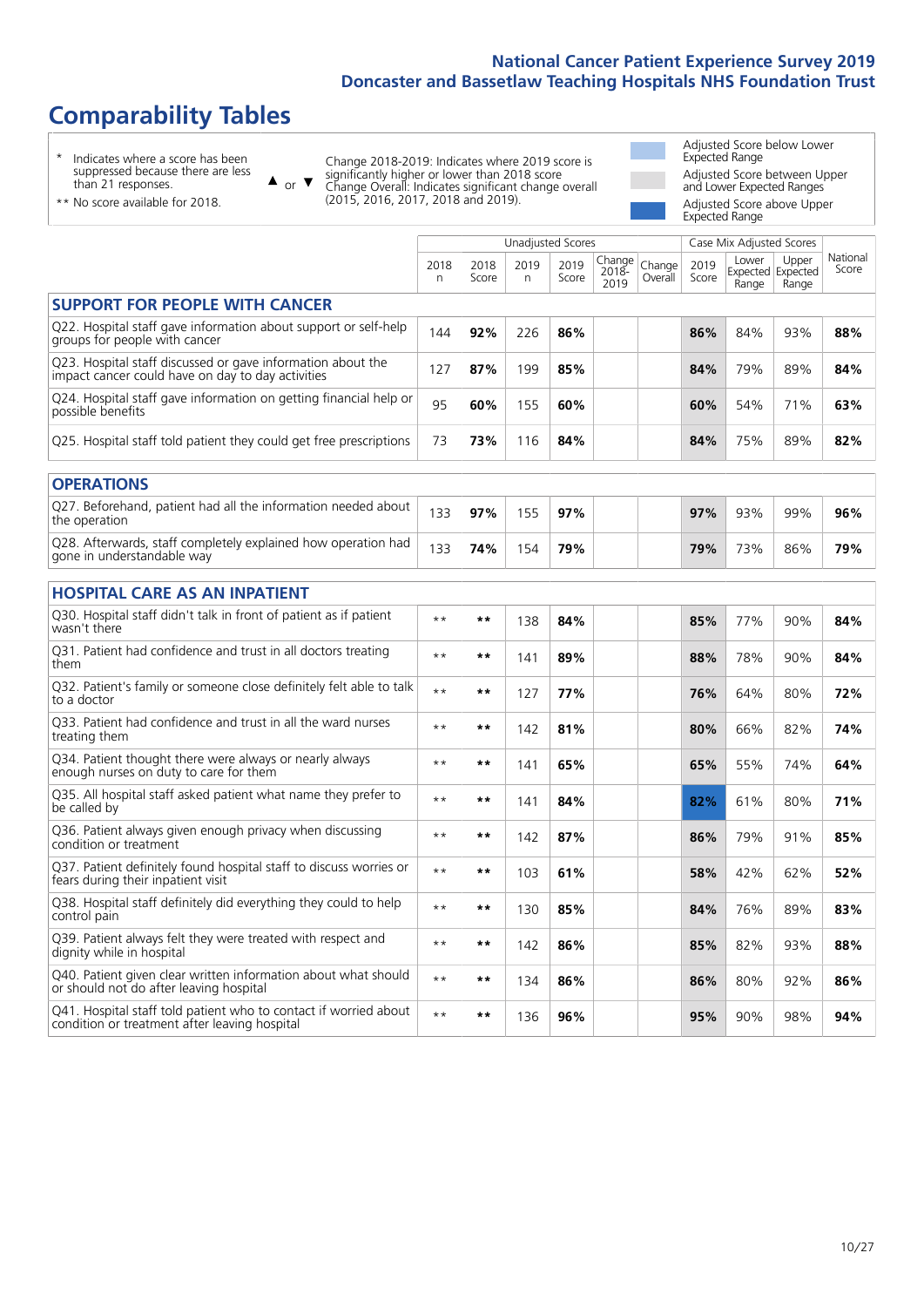# Comparability Tables

\* Indicates where a score has been suppressed because there are less than 21 responses.

\*\* No score available for 2018.

▲ or ▼ Change 2018-2019: Indicates where 2019 score is significantly higher or lower than 2018 score Change Overall: Indicates significant change overall (2015, 2016, 2017, 2018 and 2019).

Adjusted Score below Lower Expected Range

Adjusted Score between Upper and Lower Expected Ranges

Adjusted Score above Upper Expected Range

| | Unadjusted Scores | | | | | | Case Mix Adjusted Scores | | | |
|---|---|---|---|---|---|---|---|---|---|---|
| | 2018 n | 2018 Score | 2019 n | 2019 Score | Change 2018-2019 | Change Overall | 2019 Score | Lower Expected Range | Upper Expected Range | National Score |
| **SUPPORT FOR PEOPLE WITH CANCER** | | | | | | | | | | |
| Q22. Hospital staff gave information about support or self-help groups for people with cancer | 144 | **92%** | 226 | **86%** | | | **86%** | 84% | 93% | **88%** |
| Q23. Hospital staff discussed or gave information about the impact cancer could have on day to day activities | 127 | **87%** | 199 | **85%** | | | **84%** | 79% | 89% | **84%** |
| Q24. Hospital staff gave information on getting financial help or possible benefits | 95 | **60%** | 155 | **60%** | | | **60%** | 54% | 71% | **63%** |
| Q25. Hospital staff told patient they could get free prescriptions | 73 | **73%** | 116 | **84%** | | | **84%** | 75% | 89% | **82%** |
| **OPERATIONS** | | | | | | | | | | |
| Q27. Beforehand, patient had all the information needed about the operation | 133 | **97%** | 155 | **97%** | | | **97%** | 93% | 99% | **96%** |
| Q28. Afterwards, staff completely explained how operation had gone in understandable way | 133 | **74%** | 154 | **79%** | | | **79%** | 73% | 86% | **79%** |
| **HOSPITAL CARE AS AN INPATIENT** | | | | | | | | | | |
| Q30. Hospital staff didn't talk in front of patient as if patient wasn't there | ** | ** | 138 | **84%** | | | **85%** | 77% | 90% | **84%** |
| Q31. Patient had confidence and trust in all doctors treating them | ** | ** | 141 | **89%** | | | **88%** | 78% | 90% | **84%** |
| Q32. Patient's family or someone close definitely felt able to talk to a doctor | ** | ** | 127 | **77%** | | | **76%** | 64% | 80% | **72%** |
| Q33. Patient had confidence and trust in all the ward nurses treating them | ** | ** | 142 | **81%** | | | **80%** | 66% | 82% | **74%** |
| Q34. Patient thought there were always or nearly always enough nurses on duty to care for them | ** | ** | 141 | **65%** | | | **65%** | 55% | 74% | **64%** |
| Q35. All hospital staff asked patient what name they prefer to be called by | ** | ** | 141 | **84%** | | | **82%** | 61% | 80% | **71%** |
| Q36. Patient always given enough privacy when discussing condition or treatment | ** | ** | 142 | **87%** | | | **86%** | 79% | 91% | **85%** |
| Q37. Patient definitely found hospital staff to discuss worries or fears during their inpatient visit | ** | ** | 103 | **61%** | | | **58%** | 42% | 62% | **52%** |
| Q38. Hospital staff definitely did everything they could to help control pain | ** | ** | 130 | **85%** | | | **84%** | 76% | 89% | **83%** |
| Q39. Patient always felt they were treated with respect and dignity while in hospital | ** | ** | 142 | **86%** | | | **85%** | 82% | 93% | **88%** |
| Q40. Patient given clear written information about what should or should not do after leaving hospital | ** | ** | 134 | **86%** | | | **86%** | 80% | 92% | **86%** |
| Q41. Hospital staff told patient who to contact if worried about condition or treatment after leaving hospital | ** | ** | 136 | **96%** | | | **95%** | 90% | 98% | **94%** |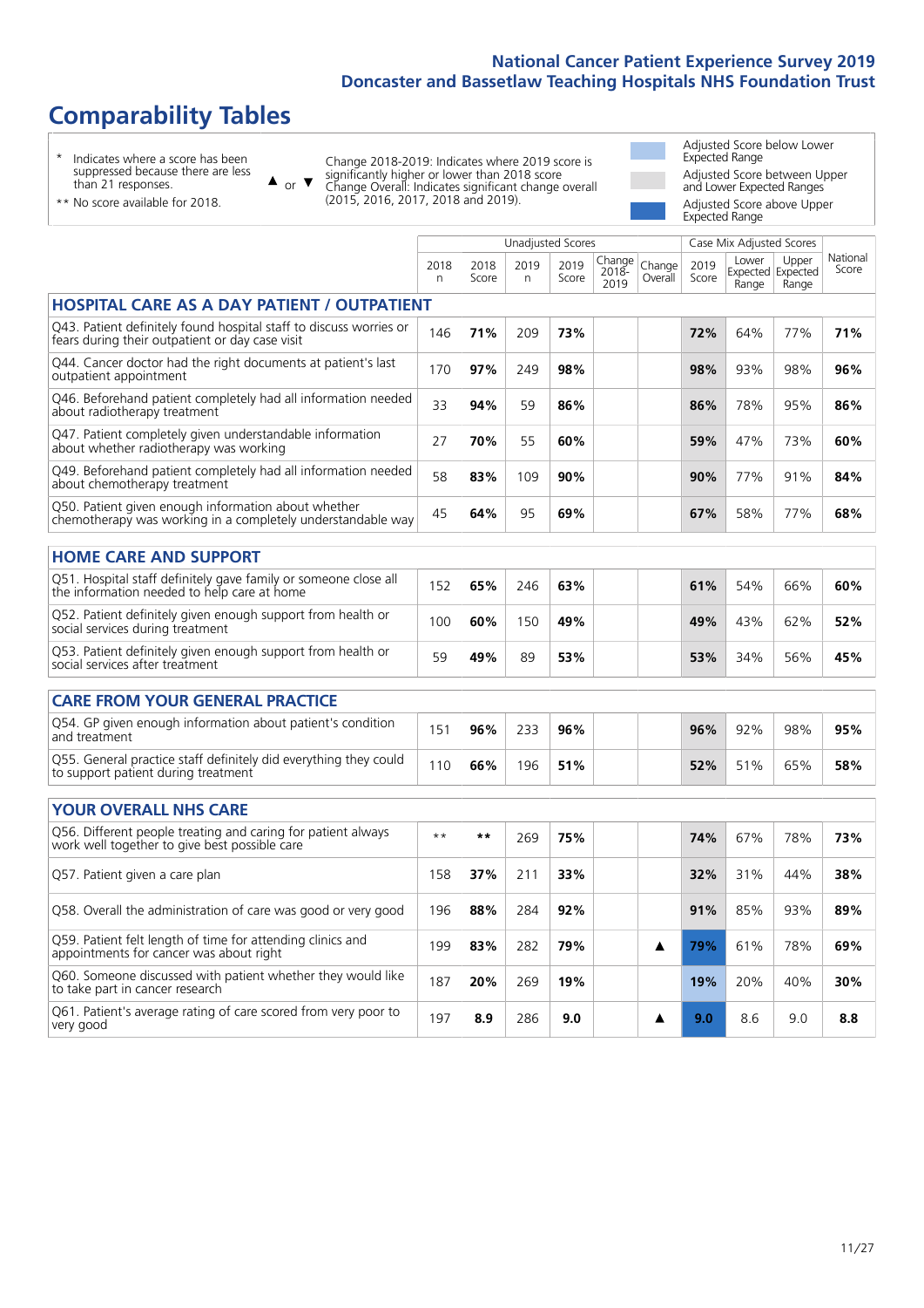# Comparability Tables

- \* Indicates where a score has been suppressed because there are less than 21 responses.
- ** No score available for 2018.

▲ or ▼ Change 2018-2019: Indicates where 2019 score is significantly higher or lower than 2018 score. Change Overall: Indicates significant change overall (2015, 2016, 2017, 2018 and 2019).

- Adjusted Score below Lower Expected Range
- Adjusted Score between Upper and Lower Expected Ranges
- Adjusted Score above Upper Expected Range

| | Unadjusted Scores | | | | | | Case Mix Adjusted Scores | | | |
|---|---|---|---|---|---|---|---|---|---|---|
| | 2018 n | 2018 Score | 2019 n | 2019 Score | Change 2018-2019 | Change Overall | 2019 Score | Lower Expected Range | Upper Expected Range | National Score |
| **HOSPITAL CARE AS A DAY PATIENT / OUTPATIENT** | | | | | | | | | | |
| Q43. Patient definitely found hospital staff to discuss worries or fears during their outpatient or day case visit | 146 | **71%** | 209 | **73%** | | | **72%** | 64% | 77% | **71%** |
| Q44. Cancer doctor had the right documents at patient's last outpatient appointment | 170 | **97%** | 249 | **98%** | | | **98%** | 93% | 98% | **96%** |
| Q46. Beforehand patient completely had all information needed about radiotherapy treatment | 33 | **94%** | 59 | **86%** | | | **86%** | 78% | 95% | **86%** |
| Q47. Patient completely given understandable information about whether radiotherapy was working | 27 | **70%** | 55 | **60%** | | | **59%** | 47% | 73% | **60%** |
| Q49. Beforehand patient completely had all information needed about chemotherapy treatment | 58 | **83%** | 109 | **90%** | | | **90%** | 77% | 91% | **84%** |
| Q50. Patient given enough information about whether chemotherapy was working in a completely understandable way | 45 | **64%** | 95 | **69%** | | | **67%** | 58% | 77% | **68%** |
| **HOME CARE AND SUPPORT** | | | | | | | | | | |
| Q51. Hospital staff definitely gave family or someone close all the information needed to help care at home | 152 | **65%** | 246 | **63%** | | | **61%** | 54% | 66% | **60%** |
| Q52. Patient definitely given enough support from health or social services during treatment | 100 | **60%** | 150 | **49%** | | | **49%** | 43% | 62% | **52%** |
| Q53. Patient definitely given enough support from health or social services after treatment | 59 | **49%** | 89 | **53%** | | | **53%** | 34% | 56% | **45%** |
| **CARE FROM YOUR GENERAL PRACTICE** | | | | | | | | | | |
| Q54. GP given enough information about patient's condition and treatment | 151 | **96%** | 233 | **96%** | | | **96%** | 92% | 98% | **95%** |
| Q55. General practice staff definitely did everything they could to support patient during treatment | 110 | **66%** | 196 | **51%** | | | **52%** | 51% | 65% | **58%** |
| **YOUR OVERALL NHS CARE** | | | | | | | | | | |
| Q56. Different people treating and caring for patient always work well together to give best possible care | ** | ** | 269 | **75%** | | | **74%** | 67% | 78% | **73%** |
| Q57. Patient given a care plan | 158 | **37%** | 211 | **33%** | | | **32%** | 31% | 44% | **38%** |
| Q58. Overall the administration of care was good or very good | 196 | **88%** | 284 | **92%** | | | **91%** | 85% | 93% | **89%** |
| Q59. Patient felt length of time for attending clinics and appointments for cancer was about right | 199 | **83%** | 282 | **79%** | | ▲ | **79%** | 61% | 78% | **69%** |
| Q60. Someone discussed with patient whether they would like to take part in cancer research | 187 | **20%** | 269 | **19%** | | | **19%** | 20% | 40% | **30%** |
| Q61. Patient's average rating of care scored from very poor to very good | 197 | **8.9** | 286 | **9.0** | | ▲ | **9.0** | 8.6 | 9.0 | **8.8** |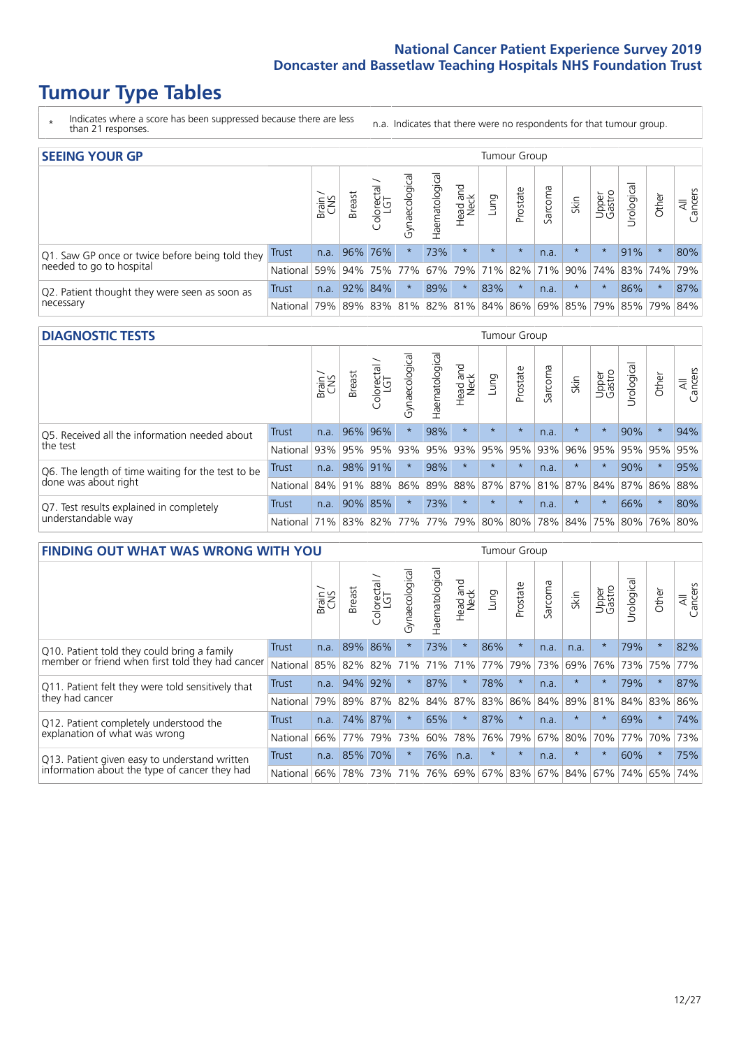# Tumour Type Tables

\* Indicates where a score has been suppressed because there are less than 21 responses.

n.a. Indicates that there were no respondents for that tumour group.

## SEEING YOUR GP

| | | Brain / CNS | Breast | Colorectal / LGT | Gynaecological | Haematological | Head and Neck | Lung | Prostate | Sarcoma | Skin | Upper Gastro | Urological | Other | All Cancers |
|---|---|---|---|---|---|---|---|---|---|---|---|---|---|---|---|
| Q1. Saw GP once or twice before being told they needed to go to hospital | Trust | n.a. | 96% | 76% | * | 73% | * | * | * | n.a. | * | * | 91% | * | 80% |
| | National | 59% | 94% | 75% | 77% | 67% | 79% | 71% | 82% | 71% | 90% | 74% | 83% | 74% | 79% |
| Q2. Patient thought they were seen as soon as necessary | Trust | n.a. | 92% | 84% | * | 89% | * | 83% | * | n.a. | * | * | 86% | * | 87% |
| | National | 79% | 89% | 83% | 81% | 82% | 81% | 84% | 86% | 69% | 85% | 79% | 85% | 79% | 84% |

## DIAGNOSTIC TESTS

| | | Brain / CNS | Breast | Colorectal / LGT | Gynaecological | Haematological | Head and Neck | Lung | Prostate | Sarcoma | Skin | Upper Gastro | Urological | Other | All Cancers |
|---|---|---|---|---|---|---|---|---|---|---|---|---|---|---|---|
| Q5. Received all the information needed about the test | Trust | n.a. | 96% | 96% | * | 98% | * | * | * | n.a. | * | * | 90% | * | 94% |
| | National | 93% | 95% | 95% | 93% | 95% | 93% | 95% | 95% | 93% | 96% | 95% | 95% | 95% | 95% |
| Q6. The length of time waiting for the test to be done was about right | Trust | n.a. | 98% | 91% | * | 98% | * | * | * | n.a. | * | * | 90% | * | 95% |
| | National | 84% | 91% | 88% | 86% | 89% | 88% | 87% | 87% | 81% | 87% | 84% | 87% | 86% | 88% |
| Q7. Test results explained in completely understandable way | Trust | n.a. | 90% | 85% | * | 73% | * | * | * | n.a. | * | * | 66% | * | 80% |
| | National | 71% | 83% | 82% | 77% | 77% | 79% | 80% | 80% | 78% | 84% | 75% | 80% | 76% | 80% |

## FINDING OUT WHAT WAS WRONG WITH YOU

| | | Brain / CNS | Breast | Colorectal / LGT | Gynaecological | Haematological | Head and Neck | Lung | Prostate | Sarcoma | Skin | Upper Gastro | Urological | Other | All Cancers |
|---|---|---|---|---|---|---|---|---|---|---|---|---|---|---|---|
| Q10. Patient told they could bring a family member or friend when first told they had cancer | Trust | n.a. | 89% | 86% | * | 73% | * | 86% | * | n.a. | n.a. | * | 79% | * | 82% |
| | National | 85% | 82% | 82% | 71% | 71% | 71% | 77% | 79% | 73% | 69% | 76% | 73% | 75% | 77% |
| Q11. Patient felt they were told sensitively that they had cancer | Trust | n.a. | 94% | 92% | * | 87% | * | 78% | * | n.a. | * | * | 79% | * | 87% |
| | National | 79% | 89% | 87% | 82% | 84% | 87% | 83% | 86% | 84% | 89% | 81% | 84% | 83% | 86% |
| Q12. Patient completely understood the explanation of what was wrong | Trust | n.a. | 74% | 87% | * | 65% | * | 87% | * | n.a. | * | * | 69% | * | 74% |
| | National | 66% | 77% | 79% | 73% | 60% | 78% | 76% | 79% | 67% | 80% | 70% | 77% | 70% | 73% |
| Q13. Patient given easy to understand written information about the type of cancer they had | Trust | n.a. | 85% | 70% | * | 76% | n.a. | * | * | n.a. | * | * | 60% | * | 75% |
| | National | 66% | 78% | 73% | 71% | 76% | 69% | 67% | 83% | 67% | 84% | 67% | 74% | 65% | 74% |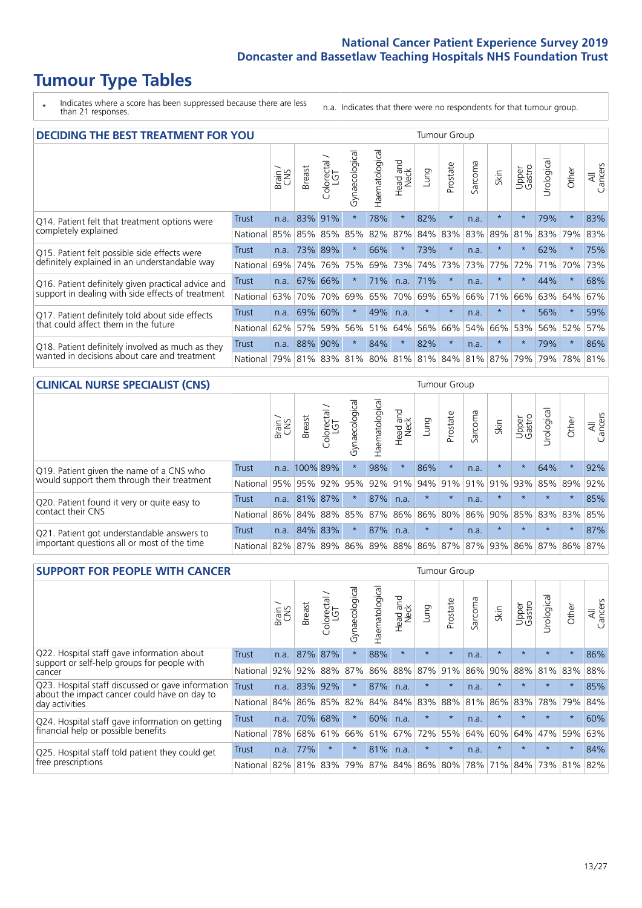# Tumour Type Tables

\* Indicates where a score has been suppressed because there are less than 21 responses.

n.a. Indicates that there were no respondents for that tumour group.

## DECIDING THE BEST TREATMENT FOR YOU

| | | Brain / CNS | Breast | Colorectal / LGT | Gynaecological | Haematological | Head and Neck | Lung | Prostate | Sarcoma | Skin | Upper Gastro | Urological | Other | All Cancers |
|---|---|---|---|---|---|---|---|---|---|---|---|---|---|---|---|
| Q14. Patient felt that treatment options were completely explained | Trust | n.a. | 83% | 91% | * | 78% | * | 82% | * | n.a. | * | * | 79% | * | 83% |
| | National | 85% | 85% | 85% | 85% | 82% | 87% | 84% | 83% | 83% | 89% | 81% | 83% | 79% | 83% |
| Q15. Patient felt possible side effects were definitely explained in an understandable way | Trust | n.a. | 73% | 89% | * | 66% | * | 73% | * | n.a. | * | * | 62% | * | 75% |
| | National | 69% | 74% | 76% | 75% | 69% | 73% | 74% | 73% | 73% | 77% | 72% | 71% | 70% | 73% |
| Q16. Patient definitely given practical advice and support in dealing with side effects of treatment | Trust | n.a. | 67% | 66% | * | 71% | n.a. | 71% | * | n.a. | * | * | 44% | * | 68% |
| | National | 63% | 70% | 70% | 69% | 65% | 70% | 69% | 65% | 66% | 71% | 66% | 63% | 64% | 67% |
| Q17. Patient definitely told about side effects that could affect them in the future | Trust | n.a. | 69% | 60% | * | 49% | n.a. | * | * | n.a. | * | * | 56% | * | 59% |
| | National | 62% | 57% | 59% | 56% | 51% | 64% | 56% | 66% | 54% | 66% | 53% | 56% | 52% | 57% |
| Q18. Patient definitely involved as much as they wanted in decisions about care and treatment | Trust | n.a. | 88% | 90% | * | 84% | * | 82% | * | n.a. | * | * | 79% | * | 86% |
| | National | 79% | 81% | 83% | 81% | 80% | 81% | 81% | 84% | 81% | 87% | 79% | 79% | 78% | 81% |

## CLINICAL NURSE SPECIALIST (CNS)

| | | Brain / CNS | Breast | Colorectal / LGT | Gynaecological | Haematological | Head and Neck | Lung | Prostate | Sarcoma | Skin | Upper Gastro | Urological | Other | All Cancers |
|---|---|---|---|---|---|---|---|---|---|---|---|---|---|---|---|
| Q19. Patient given the name of a CNS who would support them through their treatment | Trust | n.a. | 100% | 89% | * | 98% | * | 86% | * | n.a. | * | * | 64% | * | 92% |
| | National | 95% | 95% | 92% | 95% | 92% | 91% | 94% | 91% | 91% | 91% | 93% | 85% | 89% | 92% |
| Q20. Patient found it very or quite easy to contact their CNS | Trust | n.a. | 81% | 87% | * | 87% | n.a. | * | * | n.a. | * | * | * | * | 85% |
| | National | 86% | 84% | 88% | 85% | 87% | 86% | 86% | 80% | 86% | 90% | 85% | 83% | 83% | 85% |
| Q21. Patient got understandable answers to important questions all or most of the time | Trust | n.a. | 84% | 83% | * | 87% | n.a. | * | * | n.a. | * | * | * | * | 87% |
| | National | 82% | 87% | 89% | 86% | 89% | 88% | 86% | 87% | 87% | 93% | 86% | 87% | 86% | 87% |

## SUPPORT FOR PEOPLE WITH CANCER

| | | Brain / CNS | Breast | Colorectal / LGT | Gynaecological | Haematological | Head and Neck | Lung | Prostate | Sarcoma | Skin | Upper Gastro | Urological | Other | All Cancers |
|---|---|---|---|---|---|---|---|---|---|---|---|---|---|---|---|
| Q22. Hospital staff gave information about support or self-help groups for people with cancer | Trust | n.a. | 87% | 87% | * | 88% | * | * | * | n.a. | * | * | * | * | 86% |
| | National | 92% | 92% | 88% | 87% | 86% | 88% | 87% | 91% | 86% | 90% | 88% | 81% | 83% | 88% |
| Q23. Hospital staff discussed or gave information about the impact cancer could have on day to day activities | Trust | n.a. | 83% | 92% | * | 87% | n.a. | * | * | n.a. | * | * | * | * | 85% |
| | National | 84% | 86% | 85% | 82% | 84% | 84% | 83% | 88% | 81% | 86% | 83% | 78% | 79% | 84% |
| Q24. Hospital staff gave information on getting financial help or possible benefits | Trust | n.a. | 70% | 68% | * | 60% | n.a. | * | * | n.a. | * | * | * | * | 60% |
| | National | 78% | 68% | 61% | 66% | 61% | 67% | 72% | 55% | 64% | 60% | 64% | 47% | 59% | 63% |
| Q25. Hospital staff told patient they could get free prescriptions | Trust | n.a. | 77% | * | * | 81% | n.a. | * | * | n.a. | * | * | * | * | 84% |
| | National | 82% | 81% | 83% | 79% | 87% | 84% | 86% | 80% | 78% | 71% | 84% | 73% | 81% | 82% |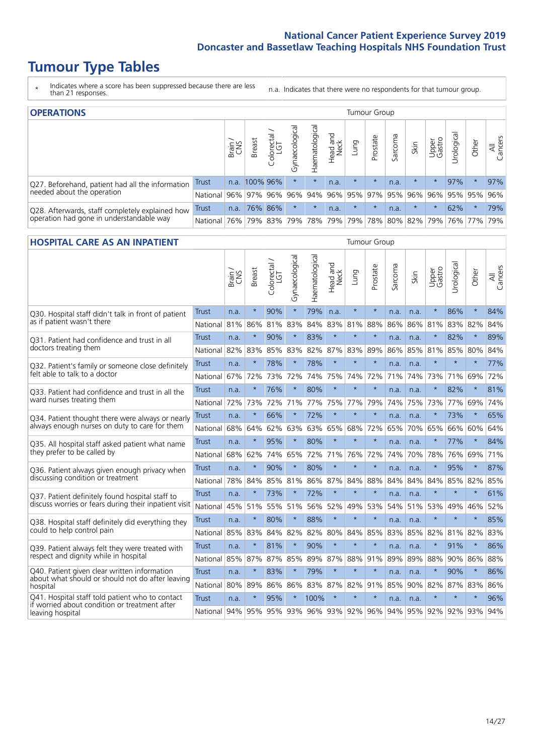# Tumour Type Tables

\* Indicates where a score has been suppressed because there are less than 21 responses.

n.a. Indicates that there were no respondents for that tumour group.

## OPERATIONS

| | | Brain / CNS | Breast | Colorectal / LGT | Gynaecological | Haematological | Head and Neck | Lung | Prostate | Sarcoma | Skin | Upper Gastro | Urological | Other | All Cancers |
|---|---|---|---|---|---|---|---|---|---|---|---|---|---|---|---|
| Q27. Beforehand, patient had all the information needed about the operation | Trust | n.a. | 100% | 96% | * | * | n.a. | * | * | n.a. | * | * | 97% | * | 97% |
| | National | 96% | 97% | 96% | 96% | 94% | 96% | 95% | 97% | 95% | 96% | 96% | 95% | 95% | 96% |
| Q28. Afterwards, staff completely explained how operation had gone in understandable way | Trust | n.a. | 76% | 86% | * | * | n.a. | * | * | n.a. | * | * | 62% | * | 79% |
| | National | 76% | 79% | 83% | 79% | 78% | 79% | 79% | 78% | 80% | 82% | 79% | 76% | 77% | 79% |

## HOSPITAL CARE AS AN INPATIENT

| | | Brain / CNS | Breast | Colorectal / LGT | Gynaecological | Haematological | Head and Neck | Lung | Prostate | Sarcoma | Skin | Upper Gastro | Urological | Other | All Cancers |
|---|---|---|---|---|---|---|---|---|---|---|---|---|---|---|---|
| Q30. Hospital staff didn't talk in front of patient as if patient wasn't there | Trust | n.a. | * | 90% | * | 79% | n.a. | * | * | n.a. | n.a. | * | 86% | * | 84% |
| | National | 81% | 86% | 81% | 83% | 84% | 83% | 81% | 88% | 86% | 86% | 81% | 83% | 82% | 84% |
| Q31. Patient had confidence and trust in all doctors treating them | Trust | n.a. | * | 90% | * | 83% | * | * | * | n.a. | n.a. | * | 82% | * | 89% |
| | National | 82% | 83% | 85% | 83% | 82% | 87% | 83% | 89% | 86% | 85% | 81% | 85% | 80% | 84% |
| Q32. Patient's family or someone close definitely felt able to talk to a doctor | Trust | n.a. | * | 78% | * | 78% | * | * | * | n.a. | n.a. | * | * | * | 77% |
| | National | 67% | 72% | 73% | 72% | 74% | 75% | 74% | 72% | 71% | 74% | 73% | 71% | 69% | 72% |
| Q33. Patient had confidence and trust in all the ward nurses treating them | Trust | n.a. | * | 76% | * | 80% | * | * | * | n.a. | n.a. | * | 82% | * | 81% |
| | National | 72% | 73% | 72% | 71% | 77% | 75% | 77% | 79% | 74% | 75% | 73% | 77% | 69% | 74% |
| Q34. Patient thought there were always or nearly always enough nurses on duty to care for them | Trust | n.a. | * | 66% | * | 72% | * | * | * | n.a. | n.a. | * | 73% | * | 65% |
| | National | 68% | 64% | 62% | 63% | 63% | 65% | 68% | 72% | 65% | 70% | 65% | 66% | 60% | 64% |
| Q35. All hospital staff asked patient what name they prefer to be called by | Trust | n.a. | * | 95% | * | 80% | * | * | * | n.a. | n.a. | * | 77% | * | 84% |
| | National | 68% | 62% | 74% | 65% | 72% | 71% | 76% | 72% | 74% | 70% | 78% | 76% | 69% | 71% |
| Q36. Patient always given enough privacy when discussing condition or treatment | Trust | n.a. | * | 90% | * | 80% | * | * | * | n.a. | n.a. | * | 95% | * | 87% |
| | National | 78% | 84% | 85% | 81% | 86% | 87% | 84% | 88% | 84% | 84% | 84% | 85% | 82% | 85% |
| Q37. Patient definitely found hospital staff to discuss worries or fears during their inpatient visit | Trust | n.a. | * | 73% | * | 72% | * | * | * | n.a. | n.a. | * | * | * | 61% |
| | National | 45% | 51% | 55% | 51% | 56% | 52% | 49% | 53% | 54% | 51% | 53% | 49% | 46% | 52% |
| Q38. Hospital staff definitely did everything they could to help control pain | Trust | n.a. | * | 80% | * | 88% | * | * | * | n.a. | n.a. | * | * | * | 85% |
| | National | 85% | 83% | 84% | 82% | 82% | 80% | 84% | 85% | 83% | 85% | 82% | 81% | 82% | 83% |
| Q39. Patient always felt they were treated with respect and dignity while in hospital | Trust | n.a. | * | 81% | * | 90% | * | * | * | n.a. | n.a. | * | 91% | * | 86% |
| | National | 85% | 87% | 87% | 85% | 89% | 87% | 88% | 91% | 89% | 89% | 88% | 90% | 86% | 88% |
| Q40. Patient given clear written information about what should or should not do after leaving hospital | Trust | n.a. | * | 83% | * | 79% | * | * | * | n.a. | n.a. | * | 90% | * | 86% |
| | National | 80% | 89% | 86% | 86% | 83% | 87% | 82% | 91% | 85% | 90% | 82% | 87% | 83% | 86% |
| Q41. Hospital staff told patient who to contact if worried about condition or treatment after leaving hospital | Trust | n.a. | * | 95% | * | 100% | * | * | * | n.a. | n.a. | * | * | * | 96% |
| | National | 94% | 95% | 95% | 93% | 96% | 93% | 92% | 96% | 94% | 95% | 92% | 92% | 93% | 94% |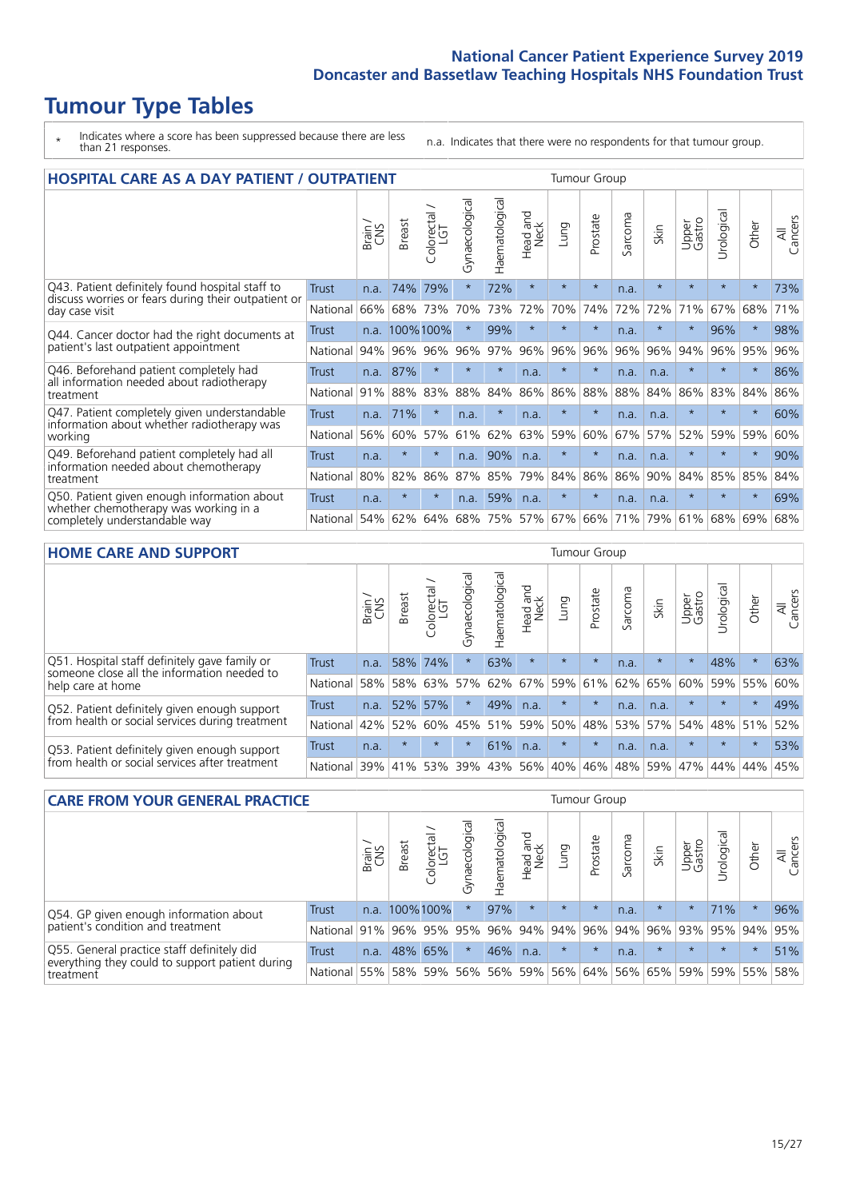# Tumour Type Tables

\* Indicates where a score has been suppressed because there are less than 21 responses.

n.a. Indicates that there were no respondents for that tumour group.

## HOSPITAL CARE AS A DAY PATIENT / OUTPATIENT

| | | Brain / CNS | Breast | Colorectal / LGT | Gynaecological | Haematological | Head and Neck | Lung | Prostate | Sarcoma | Skin | Upper Gastro | Urological | Other | All Cancers |
|---|---|---|---|---|---|---|---|---|---|---|---|---|---|---|---|
| Q43. Patient definitely found hospital staff to discuss worries or fears during their outpatient or day case visit | Trust | n.a. | 74% | 79% | * | 72% | * | * | * | n.a. | * | * | * | * | 73% |
| | National | 66% | 68% | 73% | 70% | 73% | 72% | 70% | 74% | 72% | 72% | 71% | 67% | 68% | 71% |
| Q44. Cancer doctor had the right documents at patient's last outpatient appointment | Trust | n.a. | 100% | 100% | * | 99% | * | * | * | n.a. | * | * | 96% | * | 98% |
| | National | 94% | 96% | 96% | 96% | 97% | 96% | 96% | 96% | 96% | 96% | 94% | 96% | 95% | 96% |
| Q46. Beforehand patient completely had all information needed about radiotherapy treatment | Trust | n.a. | 87% | * | * | * | n.a. | * | * | n.a. | n.a. | * | * | * | 86% |
| | National | 91% | 88% | 83% | 88% | 84% | 86% | 86% | 88% | 88% | 84% | 86% | 83% | 84% | 86% |
| Q47. Patient completely given understandable information about whether radiotherapy was working | Trust | n.a. | 71% | * | n.a. | * | n.a. | * | * | n.a. | n.a. | * | * | * | 60% |
| | National | 56% | 60% | 57% | 61% | 62% | 63% | 59% | 60% | 67% | 57% | 52% | 59% | 59% | 60% |
| Q49. Beforehand patient completely had all information needed about chemotherapy treatment | Trust | n.a. | * | * | n.a. | 90% | n.a. | * | * | n.a. | n.a. | * | * | * | 90% |
| | National | 80% | 82% | 86% | 87% | 85% | 79% | 84% | 86% | 86% | 90% | 84% | 85% | 85% | 84% |
| Q50. Patient given enough information about whether chemotherapy was working in a completely understandable way | Trust | n.a. | * | * | n.a. | 59% | n.a. | * | * | n.a. | n.a. | * | * | * | 69% |
| | National | 54% | 62% | 64% | 68% | 75% | 57% | 67% | 66% | 71% | 79% | 61% | 68% | 69% | 68% |

## HOME CARE AND SUPPORT

| | | Brain / CNS | Breast | Colorectal / LGT | Gynaecological | Haematological | Head and Neck | Lung | Prostate | Sarcoma | Skin | Upper Gastro | Urological | Other | All Cancers |
|---|---|---|---|---|---|---|---|---|---|---|---|---|---|---|---|
| Q51. Hospital staff definitely gave family or someone close all the information needed to help care at home | Trust | n.a. | 58% | 74% | * | 63% | * | * | * | n.a. | * | * | 48% | * | 63% |
| | National | 58% | 58% | 63% | 57% | 62% | 67% | 59% | 61% | 62% | 65% | 60% | 59% | 55% | 60% |
| Q52. Patient definitely given enough support from health or social services during treatment | Trust | n.a. | 52% | 57% | * | 49% | n.a. | * | * | n.a. | n.a. | * | * | * | 49% |
| | National | 42% | 52% | 60% | 45% | 51% | 59% | 50% | 48% | 53% | 57% | 54% | 48% | 51% | 52% |
| Q53. Patient definitely given enough support from health or social services after treatment | Trust | n.a. | * | * | * | 61% | n.a. | * | * | n.a. | n.a. | * | * | * | 53% |
| | National | 39% | 41% | 53% | 39% | 43% | 56% | 40% | 46% | 48% | 59% | 47% | 44% | 44% | 45% |

## CARE FROM YOUR GENERAL PRACTICE

| | | Brain / CNS | Breast | Colorectal / LGT | Gynaecological | Haematological | Head and Neck | Lung | Prostate | Sarcoma | Skin | Upper Gastro | Urological | Other | All Cancers |
|---|---|---|---|---|---|---|---|---|---|---|---|---|---|---|---|
| Q54. GP given enough information about patient's condition and treatment | Trust | n.a. | 100% | 100% | * | 97% | * | * | * | n.a. | * | * | 71% | * | 96% |
| | National | 91% | 96% | 95% | 95% | 96% | 94% | 94% | 96% | 94% | 96% | 93% | 95% | 94% | 95% |
| Q55. General practice staff definitely did everything they could to support patient during treatment | Trust | n.a. | 48% | 65% | * | 46% | n.a. | * | * | n.a. | * | * | * | * | 51% |
| | National | 55% | 58% | 59% | 56% | 56% | 59% | 56% | 64% | 56% | 65% | 59% | 59% | 55% | 58% |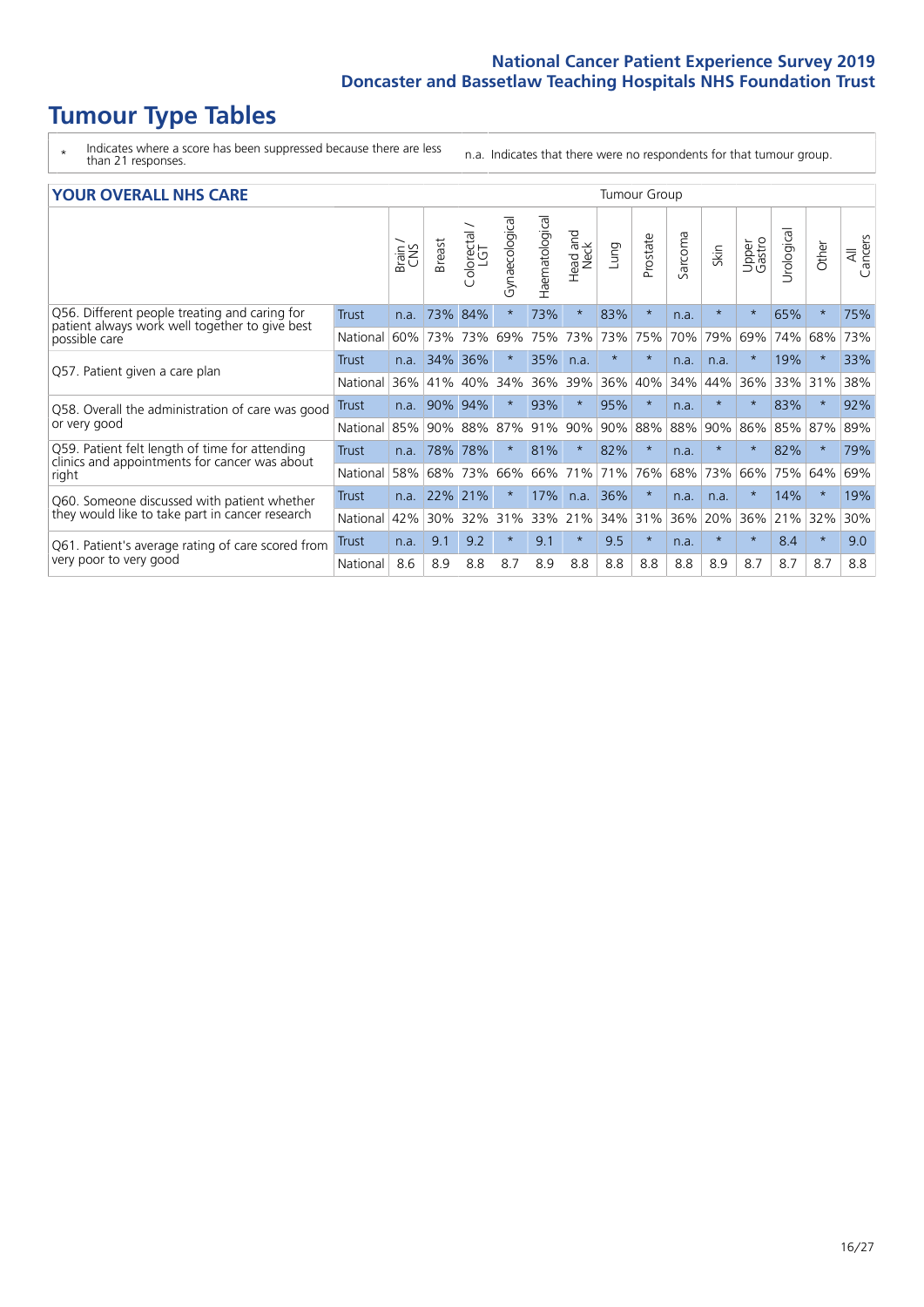# Tumour Type Tables

\* Indicates where a score has been suppressed because there are less than 21 responses.

n.a. Indicates that there were no respondents for that tumour group.

## YOUR OVERALL NHS CARE

| | | Brain / CNS | Breast | Colorectal / LGT | Gynaecological | Haematological | Head and Neck | Lung | Prostate | Sarcoma | Skin | Upper Gastro | Urological | Other | All Cancers |
|---|---|---|---|---|---|---|---|---|---|---|---|---|---|---|---|
| Q56. Different people treating and caring for patient always work well together to give best possible care | Trust | n.a. | 73% | 84% | * | 73% | * | 83% | * | n.a. | * | * | 65% | * | 75% |
| | National | 60% | 73% | 73% | 69% | 75% | 73% | 73% | 75% | 70% | 79% | 69% | 74% | 68% | 73% |
| Q57. Patient given a care plan | Trust | n.a. | 34% | 36% | * | 35% | n.a. | * | * | n.a. | n.a. | * | 19% | * | 33% |
| | National | 36% | 41% | 40% | 34% | 36% | 39% | 36% | 40% | 34% | 44% | 36% | 33% | 31% | 38% |
| Q58. Overall the administration of care was good or very good | Trust | n.a. | 90% | 94% | * | 93% | * | 95% | * | n.a. | * | * | 83% | * | 92% |
| | National | 85% | 90% | 88% | 87% | 91% | 90% | 90% | 88% | 88% | 90% | 86% | 85% | 87% | 89% |
| Q59. Patient felt length of time for attending clinics and appointments for cancer was about right | Trust | n.a. | 78% | 78% | * | 81% | * | 82% | * | n.a. | * | * | 82% | * | 79% |
| | National | 58% | 68% | 73% | 66% | 66% | 71% | 71% | 76% | 68% | 73% | 66% | 75% | 64% | 69% |
| Q60. Someone discussed with patient whether they would like to take part in cancer research | Trust | n.a. | 22% | 21% | * | 17% | n.a. | 36% | * | n.a. | n.a. | * | 14% | * | 19% |
| | National | 42% | 30% | 32% | 31% | 33% | 21% | 34% | 31% | 36% | 20% | 36% | 21% | 32% | 30% |
| Q61. Patient's average rating of care scored from very poor to very good | Trust | n.a. | 9.1 | 9.2 | * | 9.1 | * | 9.5 | * | n.a. | * | * | 8.4 | * | 9.0 |
| | National | 8.6 | 8.9 | 8.8 | 8.7 | 8.9 | 8.8 | 8.8 | 8.8 | 8.8 | 8.9 | 8.7 | 8.7 | 8.7 | 8.8 |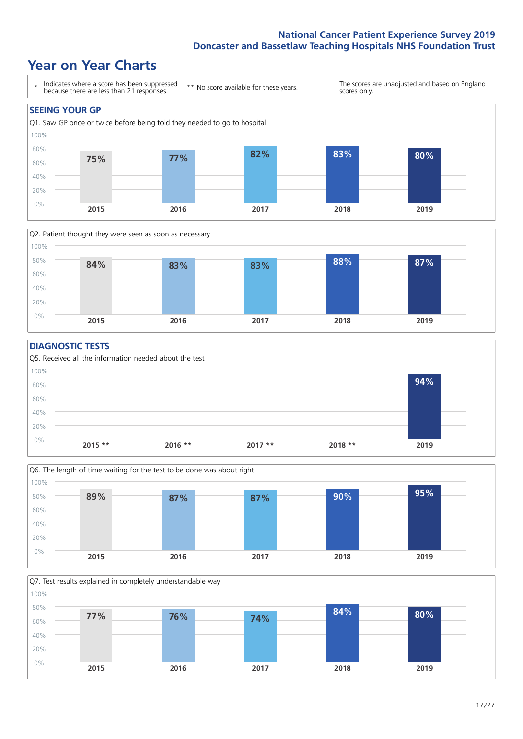# Year on Year Charts

\* Indicates where a score has been suppressed because there are less than 21 responses.

\*\* No score available for these years.

The scores are unadjusted and based on England scores only.

## SEEING YOUR GP

Q1. Saw GP once or twice before being told they needed to go to hospital

| 2015 | 2016 | 2017 | 2018 | 2019 |
|---|---|---|---|---|
| 75% | 77% | 82% | 83% | 80% |

Q2. Patient thought they were seen as soon as necessary

| 2015 | 2016 | 2017 | 2018 | 2019 |
|---|---|---|---|---|
| 84% | 83% | 83% | 88% | 87% |

## DIAGNOSTIC TESTS

Q5. Received all the information needed about the test

| 2015 ** | 2016 ** | 2017 ** | 2018 ** | 2019 |
|---|---|---|---|---|
| | | | | 94% |

Q6. The length of time waiting for the test to be done was about right

| 2015 | 2016 | 2017 | 2018 | 2019 |
|---|---|---|---|---|
| 89% | 87% | 87% | 90% | 95% |

Q7. Test results explained in completely understandable way

| 2015 | 2016 | 2017 | 2018 | 2019 |
|---|---|---|---|---|
| 77% | 76% | 74% | 84% | 80% |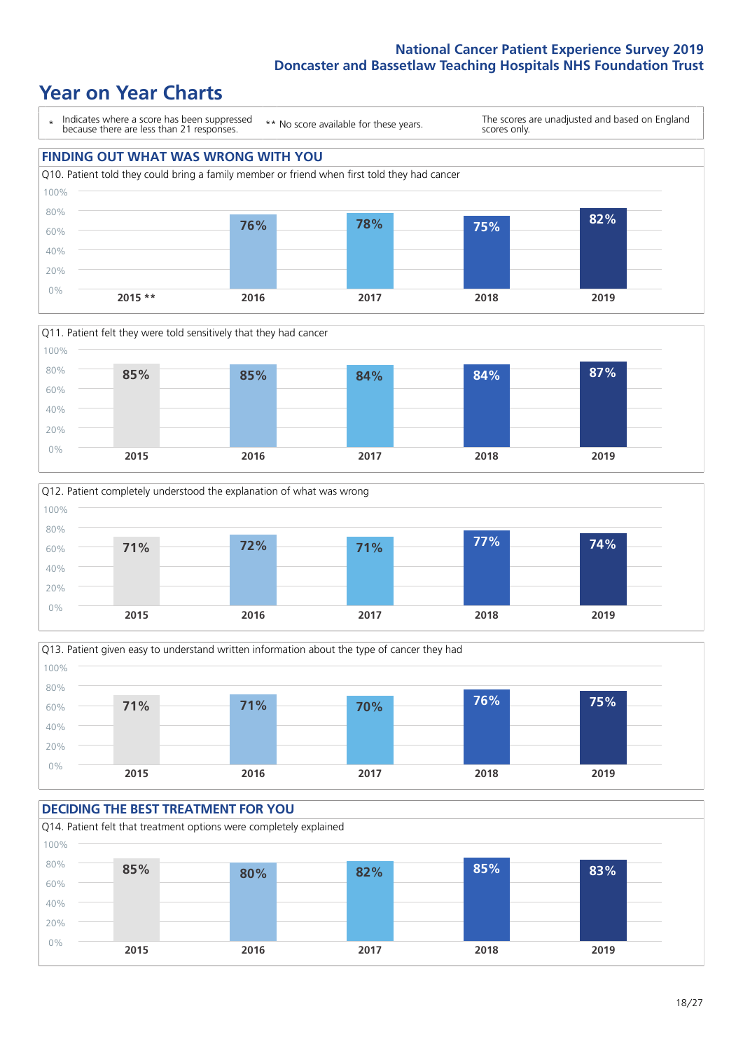# Year on Year Charts

\* Indicates where a score has been suppressed because there are less than 21 responses.

** No score available for these years.

The scores are unadjusted and based on England scores only.

## FINDING OUT WHAT WAS WRONG WITH YOU

Q10. Patient told they could bring a family member or friend when first told they had cancer

| 2015 ** | 2016 | 2017 | 2018 | 2019 |
|---|---|---|---|---|
| | 76% | 78% | 75% | 82% |

Q11. Patient felt they were told sensitively that they had cancer

| 2015 | 2016 | 2017 | 2018 | 2019 |
|---|---|---|---|---|
| 85% | 85% | 84% | 84% | 87% |

Q12. Patient completely understood the explanation of what was wrong

| 2015 | 2016 | 2017 | 2018 | 2019 |
|---|---|---|---|---|
| 71% | 72% | 71% | 77% | 74% |

Q13. Patient given easy to understand written information about the type of cancer they had

| 2015 | 2016 | 2017 | 2018 | 2019 |
|---|---|---|---|---|
| 71% | 71% | 70% | 76% | 75% |

## DECIDING THE BEST TREATMENT FOR YOU

Q14. Patient felt that treatment options were completely explained

| 2015 | 2016 | 2017 | 2018 | 2019 |
|---|---|---|---|---|
| 85% | 80% | 82% | 85% | 83% |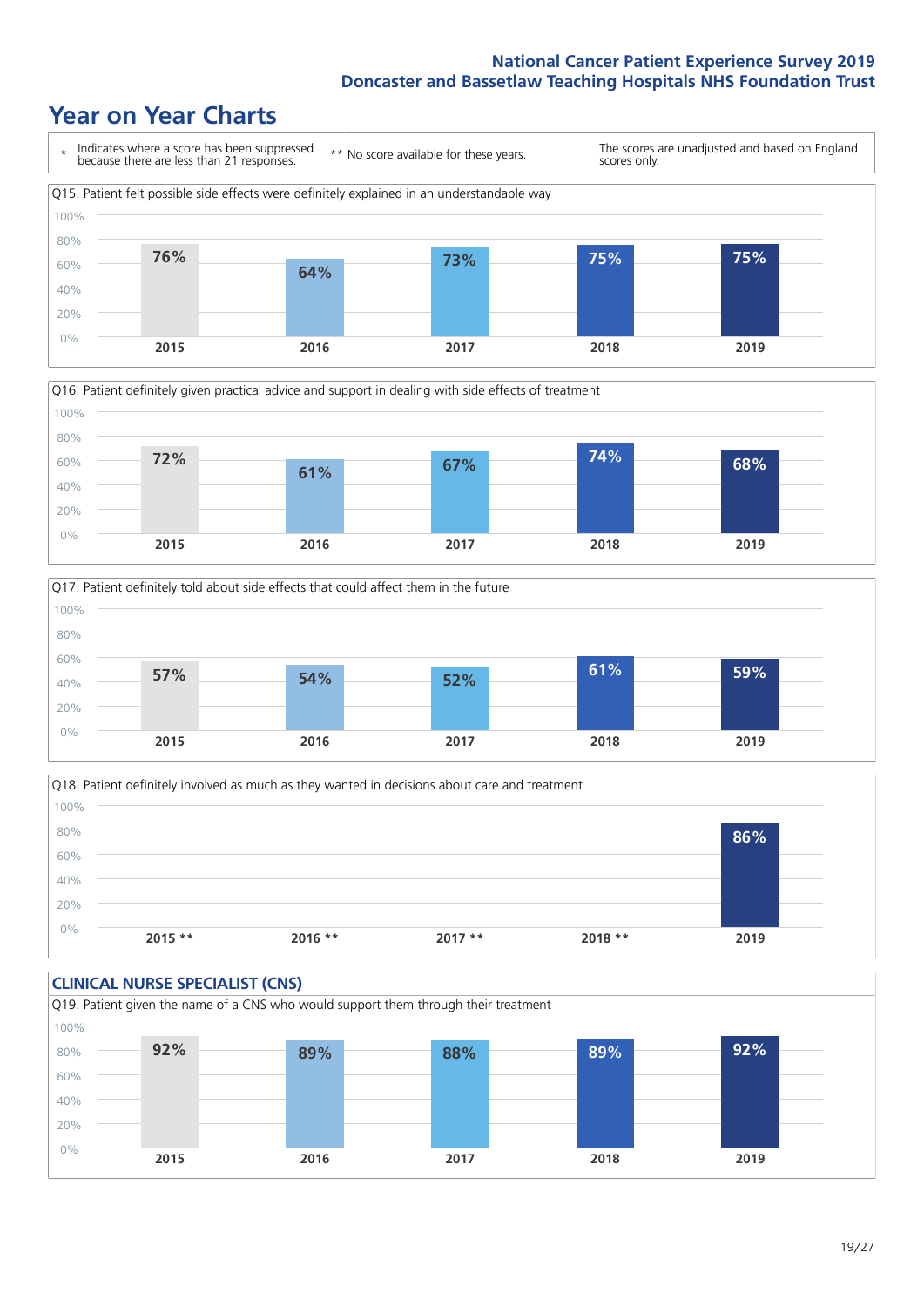## Year on Year Charts

\* Indicates where a score has been suppressed because there are less than 21 responses.

\*\* No score available for these years.

The scores are unadjusted and based on England scores only.

Q15. Patient felt possible side effects were definitely explained in an understandable way

| 2015 | 2016 | 2017 | 2018 | 2019 |
|---|---|---|---|---|
| 76% | 64% | 73% | 75% | 75% |

Q16. Patient definitely given practical advice and support in dealing with side effects of treatment

| 2015 | 2016 | 2017 | 2018 | 2019 |
|---|---|---|---|---|
| 72% | 61% | 67% | 74% | 68% |

Q17. Patient definitely told about side effects that could affect them in the future

| 2015 | 2016 | 2017 | 2018 | 2019 |
|---|---|---|---|---|
| 57% | 54% | 52% | 61% | 59% |

Q18. Patient definitely involved as much as they wanted in decisions about care and treatment

| 2015 ** | 2016 ** | 2017 ** | 2018 ** | 2019 |
|---|---|---|---|---|
| | | | | 86% |

### CLINICAL NURSE SPECIALIST (CNS)

Q19. Patient given the name of a CNS who would support them through their treatment

| 2015 | 2016 | 2017 | 2018 | 2019 |
|---|---|---|---|---|
| 92% | 89% | 88% | 89% | 92% |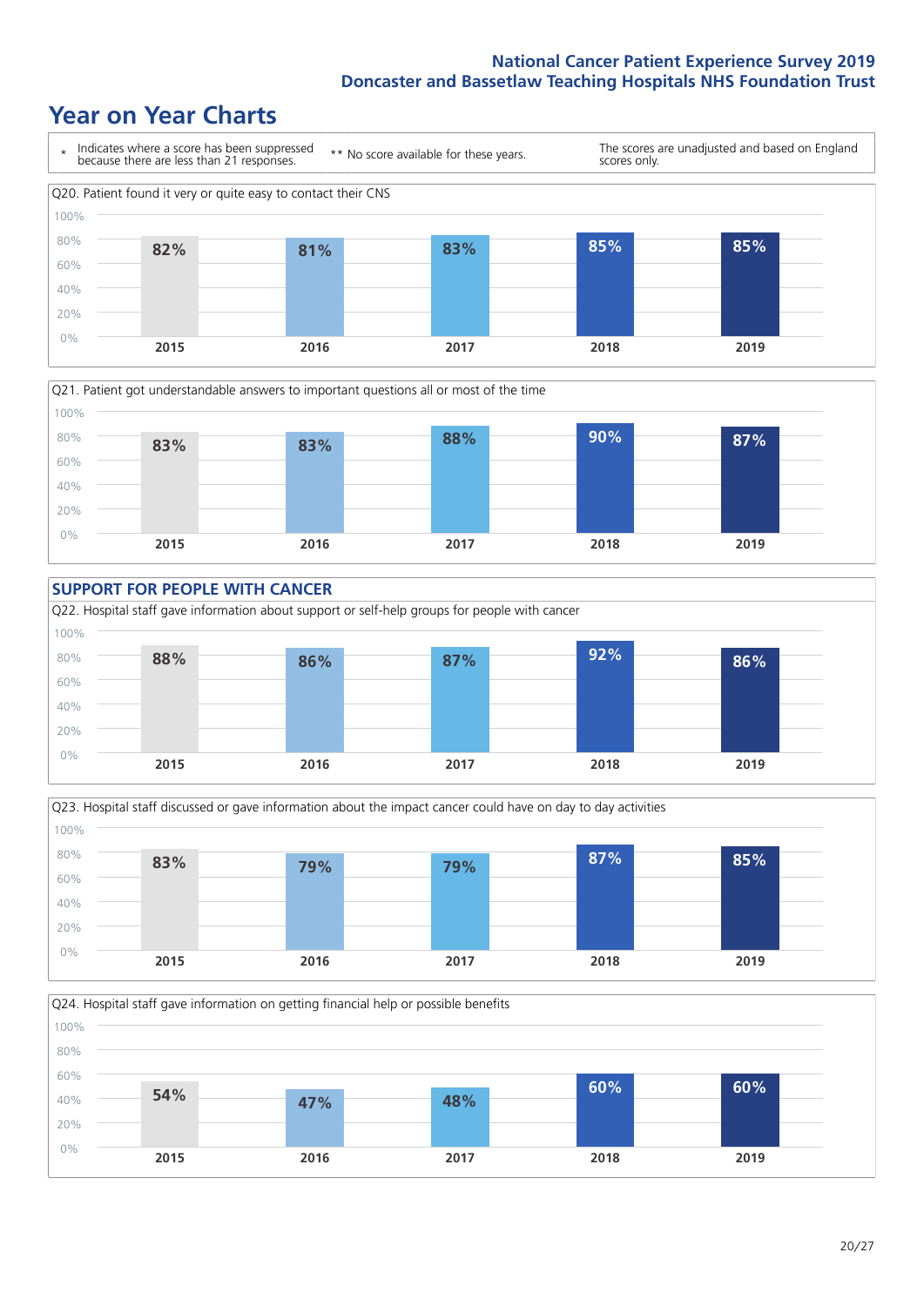# Year on Year Charts

\* Indicates where a score has been suppressed because there are less than 21 responses.

** No score available for these years.

The scores are unadjusted and based on England scores only.

Q20. Patient found it very or quite easy to contact their CNS

| 2015 | 2016 | 2017 | 2018 | 2019 |
|---|---|---|---|---|
| 82% | 81% | 83% | 85% | 85% |

Q21. Patient got understandable answers to important questions all or most of the time

| 2015 | 2016 | 2017 | 2018 | 2019 |
|---|---|---|---|---|
| 83% | 83% | 88% | 90% | 87% |

## SUPPORT FOR PEOPLE WITH CANCER

Q22. Hospital staff gave information about support or self-help groups for people with cancer

| 2015 | 2016 | 2017 | 2018 | 2019 |
|---|---|---|---|---|
| 88% | 86% | 87% | 92% | 86% |

Q23. Hospital staff discussed or gave information about the impact cancer could have on day to day activities

| 2015 | 2016 | 2017 | 2018 | 2019 |
|---|---|---|---|---|
| 83% | 79% | 79% | 87% | 85% |

Q24. Hospital staff gave information on getting financial help or possible benefits

| 2015 | 2016 | 2017 | 2018 | 2019 |
|---|---|---|---|---|
| 54% | 47% | 48% | 60% | 60% |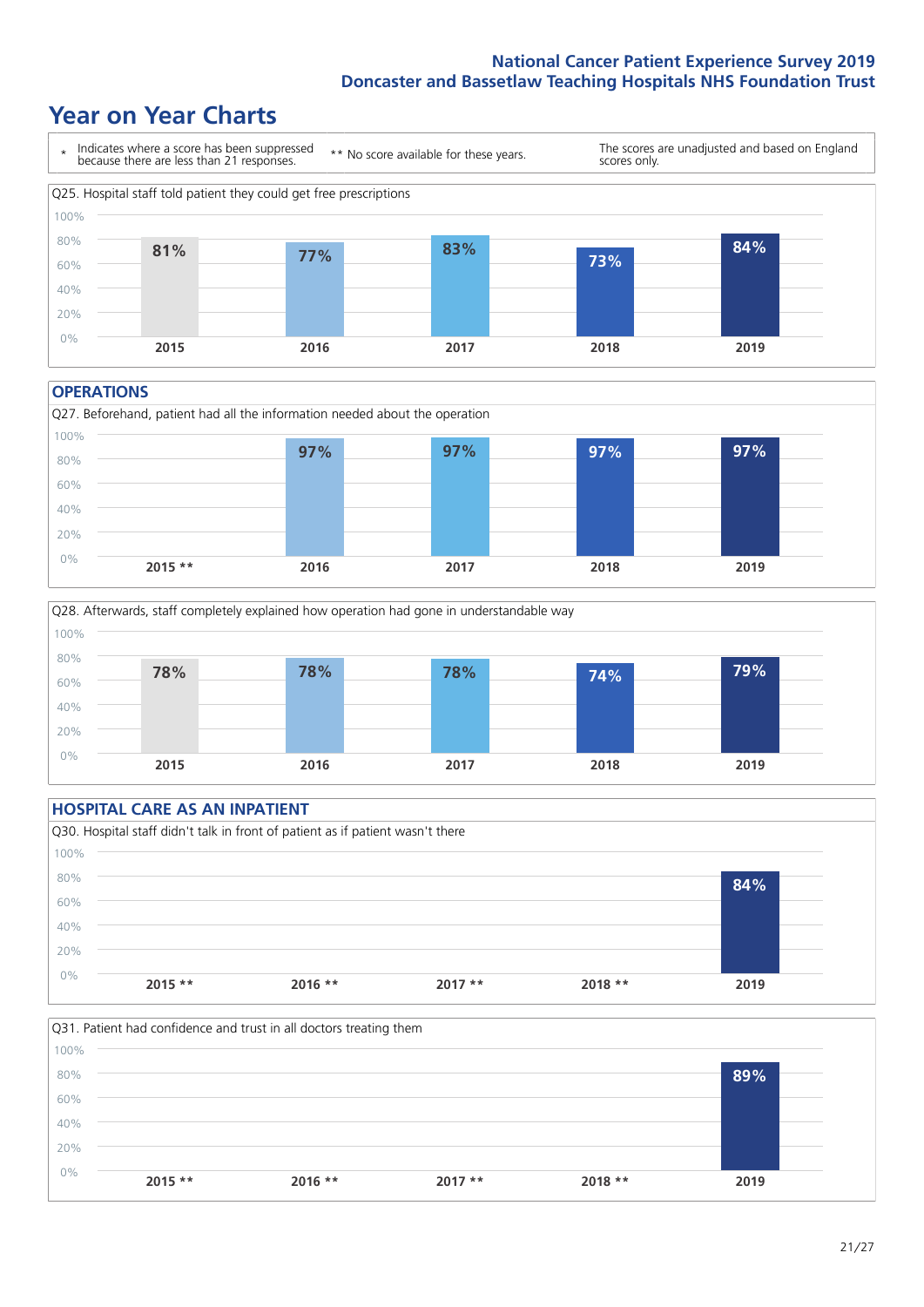# Year on Year Charts

\* Indicates where a score has been suppressed because there are less than 21 responses.

** No score available for these years.

The scores are unadjusted and based on England scores only.

Q25. Hospital staff told patient they could get free prescriptions

| 2015 | 2016 | 2017 | 2018 | 2019 |
|---|---|---|---|---|
| 81% | 77% | 83% | 73% | 84% |

## OPERATIONS

Q27. Beforehand, patient had all the information needed about the operation

| 2015 ** | 2016 | 2017 | 2018 | 2019 |
|---|---|---|---|---|
| | 97% | 97% | 97% | 97% |

Q28. Afterwards, staff completely explained how operation had gone in understandable way

| 2015 | 2016 | 2017 | 2018 | 2019 |
|---|---|---|---|---|
| 78% | 78% | 78% | 74% | 79% |

## HOSPITAL CARE AS AN INPATIENT

Q30. Hospital staff didn't talk in front of patient as if patient wasn't there

| 2015 ** | 2016 ** | 2017 ** | 2018 ** | 2019 |
|---|---|---|---|---|
| | | | | 84% |

Q31. Patient had confidence and trust in all doctors treating them

| 2015 ** | 2016 ** | 2017 ** | 2018 ** | 2019 |
|---|---|---|---|---|
| | | | | 89% |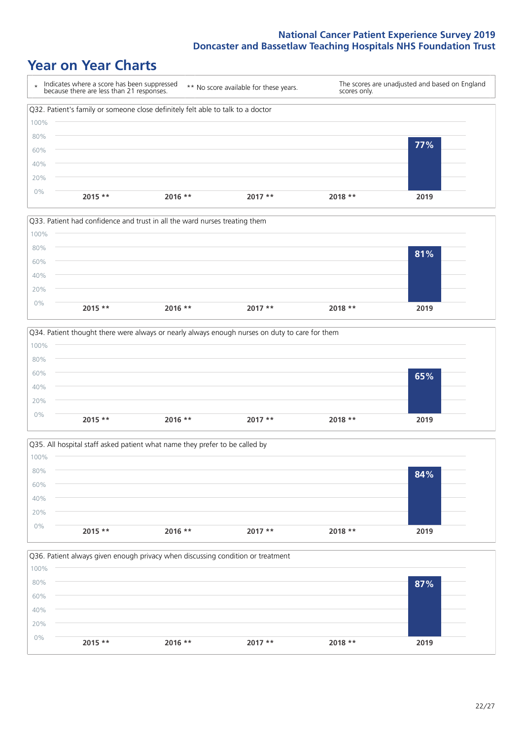# Year on Year Charts

\* Indicates where a score has been suppressed because there are less than 21 responses.

\*\* No score available for these years.

The scores are unadjusted and based on England scores only.

Q32. Patient's family or someone close definitely felt able to talk to a doctor

| 2015 ** | 2016 ** | 2017 ** | 2018 ** | 2019 |
|---|---|---|---|---|
| | | | | 77% |

Q33. Patient had confidence and trust in all the ward nurses treating them

| 2015 ** | 2016 ** | 2017 ** | 2018 ** | 2019 |
|---|---|---|---|---|
| | | | | 81% |

Q34. Patient thought there were always or nearly always enough nurses on duty to care for them

| 2015 ** | 2016 ** | 2017 ** | 2018 ** | 2019 |
|---|---|---|---|---|
| | | | | 65% |

Q35. All hospital staff asked patient what name they prefer to be called by

| 2015 ** | 2016 ** | 2017 ** | 2018 ** | 2019 |
|---|---|---|---|---|
| | | | | 84% |

Q36. Patient always given enough privacy when discussing condition or treatment

| 2015 ** | 2016 ** | 2017 ** | 2018 ** | 2019 |
|---|---|---|---|---|
| | | | | 87% |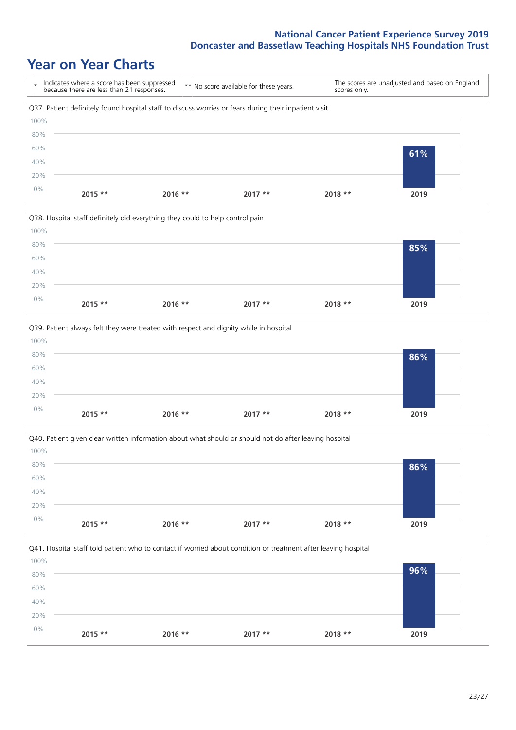# Year on Year Charts

\* Indicates where a score has been suppressed because there are less than 21 responses.

** No score available for these years.

The scores are unadjusted and based on England scores only.

Q37. Patient definitely found hospital staff to discuss worries or fears during their inpatient visit

| 2015 ** | 2016 ** | 2017 ** | 2018 ** | 2019 |
|---|---|---|---|---|
| | | | | 61% |

Q38. Hospital staff definitely did everything they could to help control pain

| 2015 ** | 2016 ** | 2017 ** | 2018 ** | 2019 |
|---|---|---|---|---|
| | | | | 85% |

Q39. Patient always felt they were treated with respect and dignity while in hospital

| 2015 ** | 2016 ** | 2017 ** | 2018 ** | 2019 |
|---|---|---|---|---|
| | | | | 86% |

Q40. Patient given clear written information about what should or should not do after leaving hospital

| 2015 ** | 2016 ** | 2017 ** | 2018 ** | 2019 |
|---|---|---|---|---|
| | | | | 86% |

Q41. Hospital staff told patient who to contact if worried about condition or treatment after leaving hospital

| 2015 ** | 2016 ** | 2017 ** | 2018 ** | 2019 |
|---|---|---|---|---|
| | | | | 96% |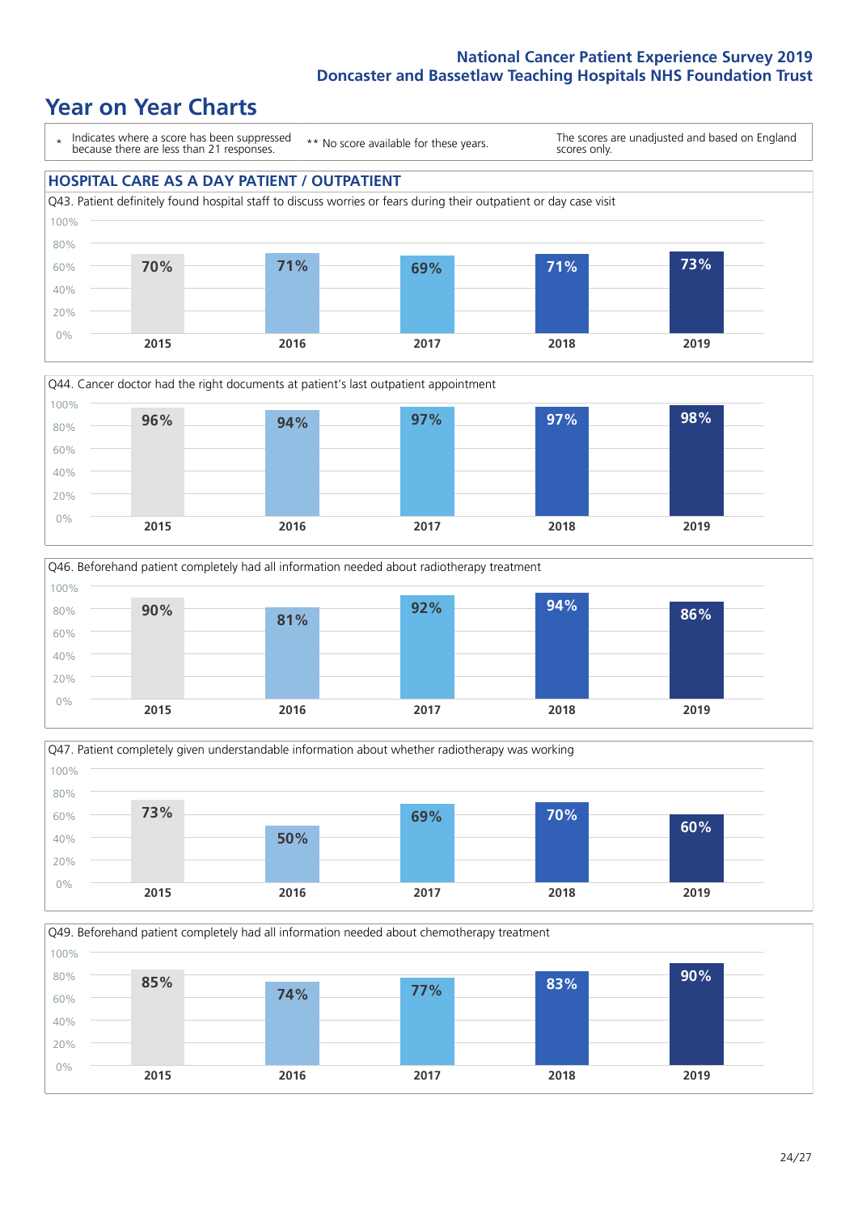# Year on Year Charts

\* Indicates where a score has been suppressed because there are less than 21 responses.

\*\* No score available for these years.

The scores are unadjusted and based on England scores only.

## HOSPITAL CARE AS A DAY PATIENT / OUTPATIENT

Q43. Patient definitely found hospital staff to discuss worries or fears during their outpatient or day case visit

| 2015 | 2016 | 2017 | 2018 | 2019 |
|---|---|---|---|---|
| 70% | 71% | 69% | 71% | 73% |

Q44. Cancer doctor had the right documents at patient's last outpatient appointment

| 2015 | 2016 | 2017 | 2018 | 2019 |
|---|---|---|---|---|
| 96% | 94% | 97% | 97% | 98% |

Q46. Beforehand patient completely had all information needed about radiotherapy treatment

| 2015 | 2016 | 2017 | 2018 | 2019 |
|---|---|---|---|---|
| 90% | 81% | 92% | 94% | 86% |

Q47. Patient completely given understandable information about whether radiotherapy was working

| 2015 | 2016 | 2017 | 2018 | 2019 |
|---|---|---|---|---|
| 73% | 50% | 69% | 70% | 60% |

Q49. Beforehand patient completely had all information needed about chemotherapy treatment

| 2015 | 2016 | 2017 | 2018 | 2019 |
|---|---|---|---|---|
| 85% | 74% | 77% | 83% | 90% |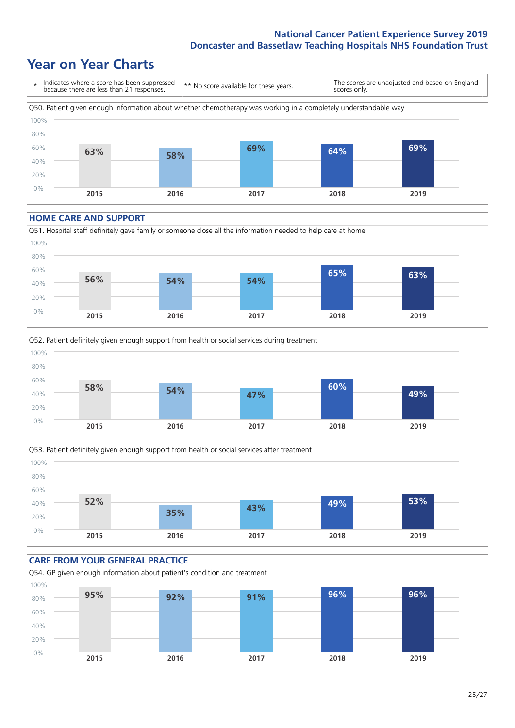# Year on Year Charts

\* Indicates where a score has been suppressed because there are less than 21 responses.

\*\* No score available for these years.

The scores are unadjusted and based on England scores only.

Q50. Patient given enough information about whether chemotherapy was working in a completely understandable way

| 2015 | 2016 | 2017 | 2018 | 2019 |
|---|---|---|---|---|
| 63% | 58% | 69% | 64% | 69% |

## HOME CARE AND SUPPORT

Q51. Hospital staff definitely gave family or someone close all the information needed to help care at home

| 2015 | 2016 | 2017 | 2018 | 2019 |
|---|---|---|---|---|
| 56% | 54% | 54% | 65% | 63% |

Q52. Patient definitely given enough support from health or social services during treatment

| 2015 | 2016 | 2017 | 2018 | 2019 |
|---|---|---|---|---|
| 58% | 54% | 47% | 60% | 49% |

Q53. Patient definitely given enough support from health or social services after treatment

| 2015 | 2016 | 2017 | 2018 | 2019 |
|---|---|---|---|---|
| 52% | 35% | 43% | 49% | 53% |

## CARE FROM YOUR GENERAL PRACTICE

Q54. GP given enough information about patient's condition and treatment

| 2015 | 2016 | 2017 | 2018 | 2019 |
|---|---|---|---|---|
| 95% | 92% | 91% | 96% | 96% |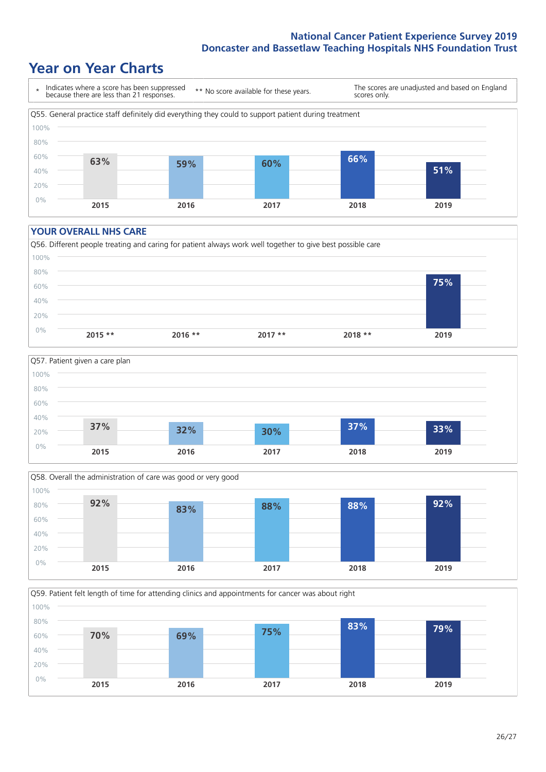# Year on Year Charts

\* Indicates where a score has been suppressed because there are less than 21 responses.

** No score available for these years.

The scores are unadjusted and based on England scores only.

**Q55. General practice staff definitely did everything they could to support patient during treatment**

| 2015 | 2016 | 2017 | 2018 | 2019 |
|---|---|---|---|---|
| 63% | 59% | 60% | 66% | 51% |

## YOUR OVERALL NHS CARE

**Q56. Different people treating and caring for patient always work well together to give best possible care**

| 2015 ** | 2016 ** | 2017 ** | 2018 ** | 2019 |
|---|---|---|---|---|
| | | | | 75% |

**Q57. Patient given a care plan**

| 2015 | 2016 | 2017 | 2018 | 2019 |
|---|---|---|---|---|
| 37% | 32% | 30% | 37% | 33% |

**Q58. Overall the administration of care was good or very good**

| 2015 | 2016 | 2017 | 2018 | 2019 |
|---|---|---|---|---|
| 92% | 83% | 88% | 88% | 92% |

**Q59. Patient felt length of time for attending clinics and appointments for cancer was about right**

| 2015 | 2016 | 2017 | 2018 | 2019 |
|---|---|---|---|---|
| 70% | 69% | 75% | 83% | 79% |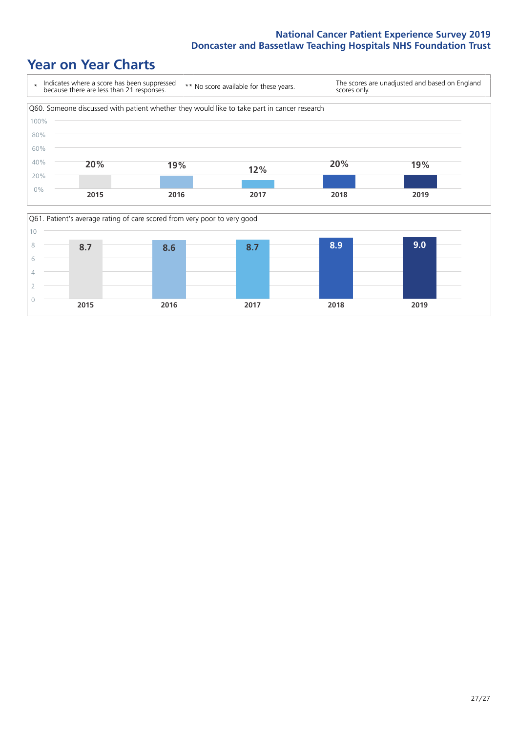# Year on Year Charts

\* Indicates where a score has been suppressed because there are less than 21 responses.

** No score available for these years.

The scores are unadjusted and based on England scores only.

Q60. Someone discussed with patient whether they would like to take part in cancer research

100%
80%
60%
40%
20%
0%

20% 19% 12% 20% 19%

2015 2016 2017 2018 2019

Q61. Patient's average rating of care scored from very poor to very good

10
8
6
4
2
0

8.7 8.6 8.7 8.9 9.0

2015 2016 2017 2018 2019